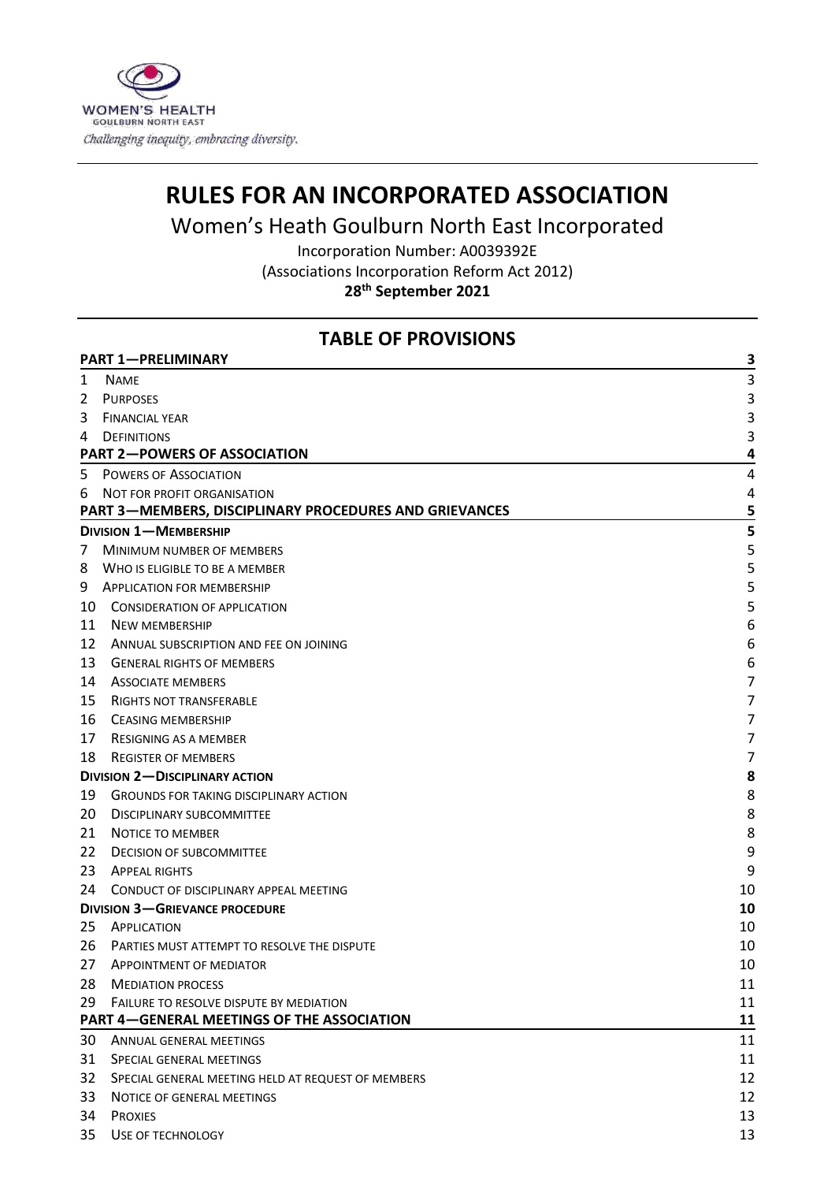WOMEN'S HEALTH
GOULBURN NORTH EAST
*Challenging inequity, embracing diversity.*

# RULES FOR AN INCORPORATED ASSOCIATION

## Women's Heath Goulburn North East Incorporated

Incorporation Number: A0039392E
(Associations Incorporation Reform Act 2012)
**28th September 2021**

## TABLE OF PROVISIONS

| | | |
|---|---|---|
| **PART 1—PRELIMINARY** | | **3** |
| 1 | NAME | 3 |
| 2 | PURPOSES | 3 |
| 3 | FINANCIAL YEAR | 3 |
| 4 | DEFINITIONS | 3 |
| **PART 2—POWERS OF ASSOCIATION** | | **4** |
| 5 | POWERS OF ASSOCIATION | 4 |
| 6 | NOT FOR PROFIT ORGANISATION | 4 |
| **PART 3—MEMBERS, DISCIPLINARY PROCEDURES AND GRIEVANCES** | | **5** |
| **DIVISION 1—MEMBERSHIP** | | **5** |
| 7 | MINIMUM NUMBER OF MEMBERS | 5 |
| 8 | WHO IS ELIGIBLE TO BE A MEMBER | 5 |
| 9 | APPLICATION FOR MEMBERSHIP | 5 |
| 10 | CONSIDERATION OF APPLICATION | 5 |
| 11 | NEW MEMBERSHIP | 6 |
| 12 | ANNUAL SUBSCRIPTION AND FEE ON JOINING | 6 |
| 13 | GENERAL RIGHTS OF MEMBERS | 6 |
| 14 | ASSOCIATE MEMBERS | 7 |
| 15 | RIGHTS NOT TRANSFERABLE | 7 |
| 16 | CEASING MEMBERSHIP | 7 |
| 17 | RESIGNING AS A MEMBER | 7 |
| 18 | REGISTER OF MEMBERS | 7 |
| **DIVISION 2—DISCIPLINARY ACTION** | | **8** |
| 19 | GROUNDS FOR TAKING DISCIPLINARY ACTION | 8 |
| 20 | DISCIPLINARY SUBCOMMITTEE | 8 |
| 21 | NOTICE TO MEMBER | 8 |
| 22 | DECISION OF SUBCOMMITTEE | 9 |
| 23 | APPEAL RIGHTS | 9 |
| 24 | CONDUCT OF DISCIPLINARY APPEAL MEETING | 10 |
| **DIVISION 3—GRIEVANCE PROCEDURE** | | **10** |
| 25 | APPLICATION | 10 |
| 26 | PARTIES MUST ATTEMPT TO RESOLVE THE DISPUTE | 10 |
| 27 | APPOINTMENT OF MEDIATOR | 10 |
| 28 | MEDIATION PROCESS | 11 |
| 29 | FAILURE TO RESOLVE DISPUTE BY MEDIATION | 11 |
| **PART 4—GENERAL MEETINGS OF THE ASSOCIATION** | | **11** |
| 30 | ANNUAL GENERAL MEETINGS | 11 |
| 31 | SPECIAL GENERAL MEETINGS | 11 |
| 32 | SPECIAL GENERAL MEETING HELD AT REQUEST OF MEMBERS | 12 |
| 33 | NOTICE OF GENERAL MEETINGS | 12 |
| 34 | PROXIES | 13 |
| 35 | USE OF TECHNOLOGY | 13 |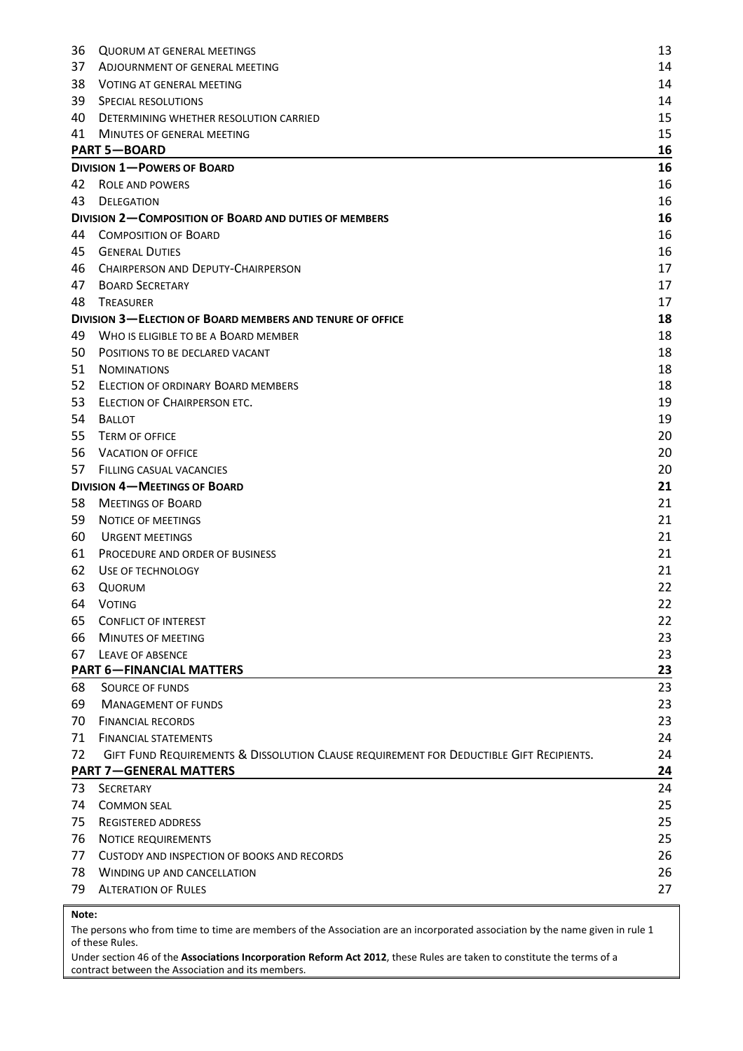| | | |
|---|---|---|
| 36 | QUORUM AT GENERAL MEETINGS | 13 |
| 37 | ADJOURNMENT OF GENERAL MEETING | 14 |
| 38 | VOTING AT GENERAL MEETING | 14 |
| 39 | SPECIAL RESOLUTIONS | 14 |
| 40 | DETERMINING WHETHER RESOLUTION CARRIED | 15 |
| 41 | MINUTES OF GENERAL MEETING | 15 |
| **PART 5—BOARD** | | **16** |
| **DIVISION 1—POWERS OF BOARD** | | **16** |
| 42 | ROLE AND POWERS | 16 |
| 43 | DELEGATION | 16 |
| **DIVISION 2—COMPOSITION OF BOARD AND DUTIES OF MEMBERS** | | **16** |
| 44 | COMPOSITION OF BOARD | 16 |
| 45 | GENERAL DUTIES | 16 |
| 46 | CHAIRPERSON AND DEPUTY-CHAIRPERSON | 17 |
| 47 | BOARD SECRETARY | 17 |
| 48 | TREASURER | 17 |
| **DIVISION 3—ELECTION OF BOARD MEMBERS AND TENURE OF OFFICE** | | **18** |
| 49 | WHO IS ELIGIBLE TO BE A BOARD MEMBER | 18 |
| 50 | POSITIONS TO BE DECLARED VACANT | 18 |
| 51 | NOMINATIONS | 18 |
| 52 | ELECTION OF ORDINARY BOARD MEMBERS | 18 |
| 53 | ELECTION OF CHAIRPERSON ETC. | 19 |
| 54 | BALLOT | 19 |
| 55 | TERM OF OFFICE | 20 |
| 56 | VACATION OF OFFICE | 20 |
| 57 | FILLING CASUAL VACANCIES | 20 |
| **DIVISION 4—MEETINGS OF BOARD** | | **21** |
| 58 | MEETINGS OF BOARD | 21 |
| 59 | NOTICE OF MEETINGS | 21 |
| 60 | URGENT MEETINGS | 21 |
| 61 | PROCEDURE AND ORDER OF BUSINESS | 21 |
| 62 | USE OF TECHNOLOGY | 21 |
| 63 | QUORUM | 22 |
| 64 | VOTING | 22 |
| 65 | CONFLICT OF INTEREST | 22 |
| 66 | MINUTES OF MEETING | 23 |
| 67 | LEAVE OF ABSENCE | 23 |
| **PART 6—FINANCIAL MATTERS** | | **23** |
| 68 | SOURCE OF FUNDS | 23 |
| 69 | MANAGEMENT OF FUNDS | 23 |
| 70 | FINANCIAL RECORDS | 23 |
| 71 | FINANCIAL STATEMENTS | 24 |
| 72 | GIFT FUND REQUIREMENTS & DISSOLUTION CLAUSE REQUIREMENT FOR DEDUCTIBLE GIFT RECIPIENTS. | 24 |
| **PART 7—GENERAL MATTERS** | | **24** |
| 73 | SECRETARY | 24 |
| 74 | COMMON SEAL | 25 |
| 75 | REGISTERED ADDRESS | 25 |
| 76 | NOTICE REQUIREMENTS | 25 |
| 77 | CUSTODY AND INSPECTION OF BOOKS AND RECORDS | 26 |
| 78 | WINDING UP AND CANCELLATION | 26 |
| 79 | ALTERATION OF RULES | 27 |

**Note:**

The persons who from time to time are members of the Association are an incorporated association by the name given in rule 1 of these Rules.

Under section 46 of the **Associations Incorporation Reform Act 2012**, these Rules are taken to constitute the terms of a contract between the Association and its members.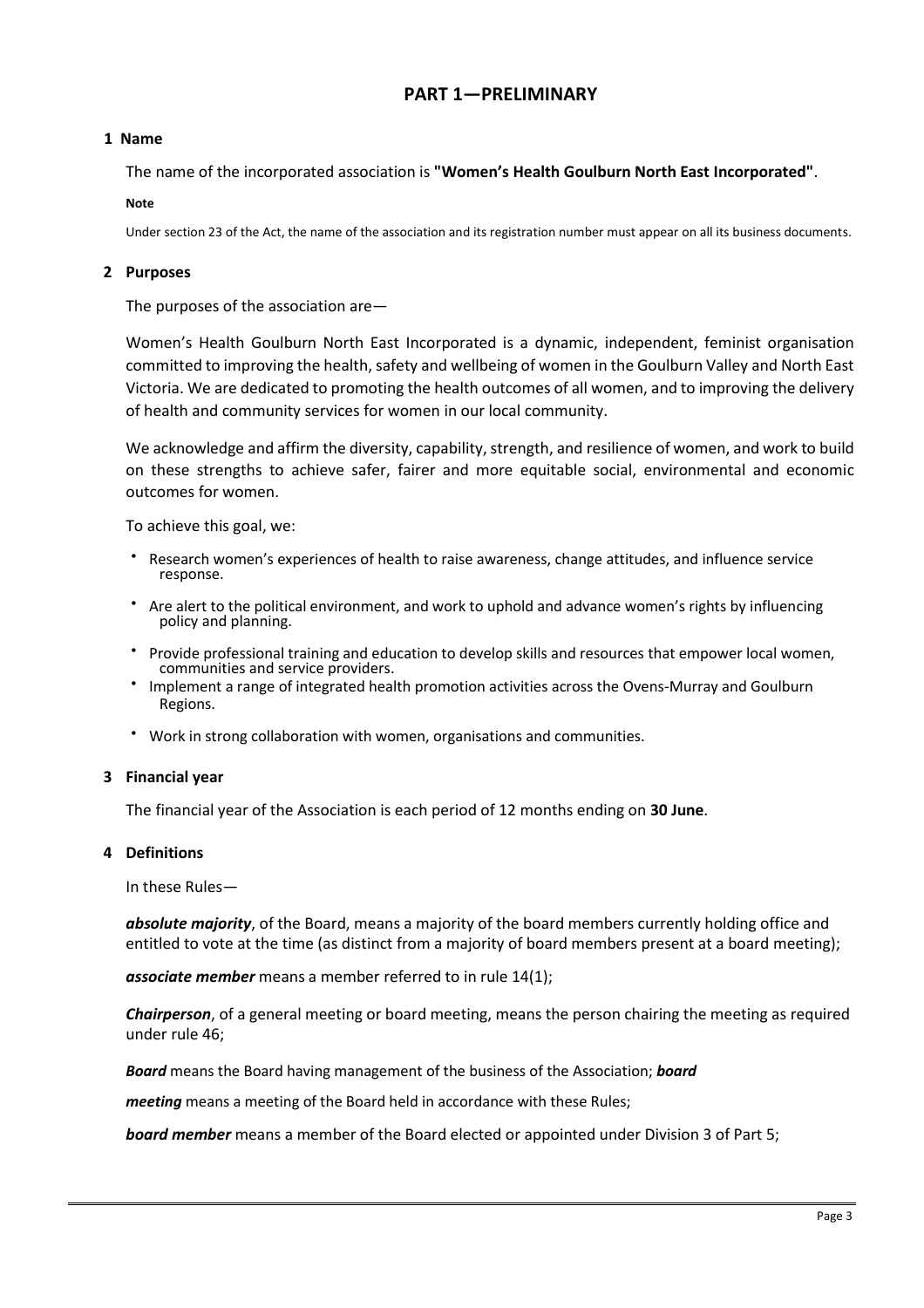## PART 1—PRELIMINARY

### 1 Name

The name of the incorporated association is **"Women's Health Goulburn North East Incorporated"**.

**Note**

Under section 23 of the Act, the name of the association and its registration number must appear on all its business documents.

### 2 Purposes

The purposes of the association are—

Women's Health Goulburn North East Incorporated is a dynamic, independent, feminist organisation committed to improving the health, safety and wellbeing of women in the Goulburn Valley and North East Victoria. We are dedicated to promoting the health outcomes of all women, and to improving the delivery of health and community services for women in our local community.

We acknowledge and affirm the diversity, capability, strength, and resilience of women, and work to build on these strengths to achieve safer, fairer and more equitable social, environmental and economic outcomes for women.

To achieve this goal, we:

- Research women's experiences of health to raise awareness, change attitudes, and influence service response.
- Are alert to the political environment, and work to uphold and advance women's rights by influencing policy and planning.
- Provide professional training and education to develop skills and resources that empower local women, communities and service providers.
- Implement a range of integrated health promotion activities across the Ovens-Murray and Goulburn Regions.
- Work in strong collaboration with women, organisations and communities.

### 3 Financial year

The financial year of the Association is each period of 12 months ending on **30 June**.

### 4 Definitions

In these Rules—

***absolute majority***, of the Board, means a majority of the board members currently holding office and entitled to vote at the time (as distinct from a majority of board members present at a board meeting);

***associate member*** means a member referred to in rule 14(1);

***Chairperson***, of a general meeting or board meeting, means the person chairing the meeting as required under rule 46;

***Board*** means the Board having management of the business of the Association;

***board meeting*** means a meeting of the Board held in accordance with these Rules;

***board member*** means a member of the Board elected or appointed under Division 3 of Part 5;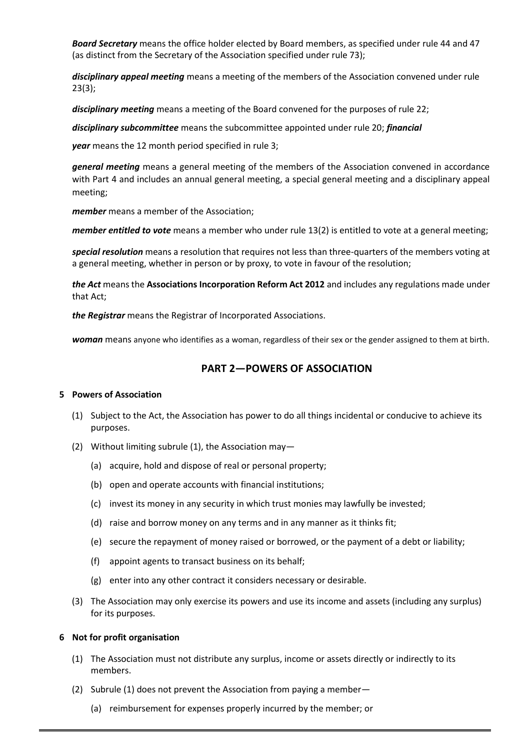***Board Secretary*** means the office holder elected by Board members, as specified under rule 44 and 47 (as distinct from the Secretary of the Association specified under rule 73);

***disciplinary appeal meeting*** means a meeting of the members of the Association convened under rule 23(3);

***disciplinary meeting*** means a meeting of the Board convened for the purposes of rule 22;

***disciplinary subcommittee*** means the subcommittee appointed under rule 20;

***financial year*** means the 12 month period specified in rule 3;

***general meeting*** means a general meeting of the members of the Association convened in accordance with Part 4 and includes an annual general meeting, a special general meeting and a disciplinary appeal meeting;

***member*** means a member of the Association;

***member entitled to vote*** means a member who under rule 13(2) is entitled to vote at a general meeting;

***special resolution*** means a resolution that requires not less than three-quarters of the members voting at a general meeting, whether in person or by proxy, to vote in favour of the resolution;

***the Act*** means the **Associations Incorporation Reform Act 2012** and includes any regulations made under that Act;

***the Registrar*** means the Registrar of Incorporated Associations.

***woman*** means anyone who identifies as a woman, regardless of their sex or the gender assigned to them at birth.

## PART 2—POWERS OF ASSOCIATION

### 5 Powers of Association

(1) Subject to the Act, the Association has power to do all things incidental or conducive to achieve its purposes.

(2) Without limiting subrule (1), the Association may—

- (a) acquire, hold and dispose of real or personal property;
- (b) open and operate accounts with financial institutions;
- (c) invest its money in any security in which trust monies may lawfully be invested;
- (d) raise and borrow money on any terms and in any manner as it thinks fit;
- (e) secure the repayment of money raised or borrowed, or the payment of a debt or liability;
- (f) appoint agents to transact business on its behalf;
- (g) enter into any other contract it considers necessary or desirable.

(3) The Association may only exercise its powers and use its income and assets (including any surplus) for its purposes.

### 6 Not for profit organisation

(1) The Association must not distribute any surplus, income or assets directly or indirectly to its members.

(2) Subrule (1) does not prevent the Association from paying a member—

- (a) reimbursement for expenses properly incurred by the member; or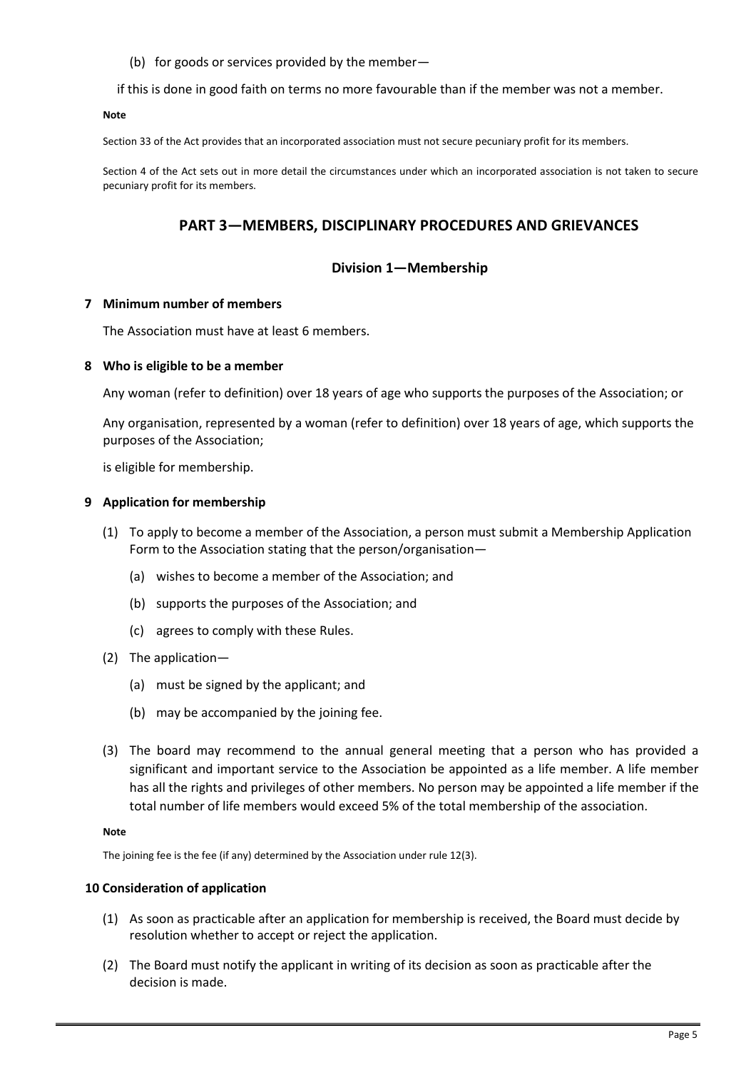(b) for goods or services provided by the member—

if this is done in good faith on terms no more favourable than if the member was not a member.

**Note**

Section 33 of the Act provides that an incorporated association must not secure pecuniary profit for its members.

Section 4 of the Act sets out in more detail the circumstances under which an incorporated association is not taken to secure pecuniary profit for its members.

## PART 3—MEMBERS, DISCIPLINARY PROCEDURES AND GRIEVANCES

### Division 1—Membership

#### 7 Minimum number of members

The Association must have at least 6 members.

#### 8 Who is eligible to be a member

Any woman (refer to definition) over 18 years of age who supports the purposes of the Association; or

Any organisation, represented by a woman (refer to definition) over 18 years of age, which supports the purposes of the Association;

is eligible for membership.

#### 9 Application for membership

(1) To apply to become a member of the Association, a person must submit a Membership Application Form to the Association stating that the person/organisation—

(a) wishes to become a member of the Association; and

(b) supports the purposes of the Association; and

(c) agrees to comply with these Rules.

(2) The application—

(a) must be signed by the applicant; and

(b) may be accompanied by the joining fee.

(3) The board may recommend to the annual general meeting that a person who has provided a significant and important service to the Association be appointed as a life member. A life member has all the rights and privileges of other members. No person may be appointed a life member if the total number of life members would exceed 5% of the total membership of the association.

**Note**

The joining fee is the fee (if any) determined by the Association under rule 12(3).

#### 10 Consideration of application

(1) As soon as practicable after an application for membership is received, the Board must decide by resolution whether to accept or reject the application.

(2) The Board must notify the applicant in writing of its decision as soon as practicable after the decision is made.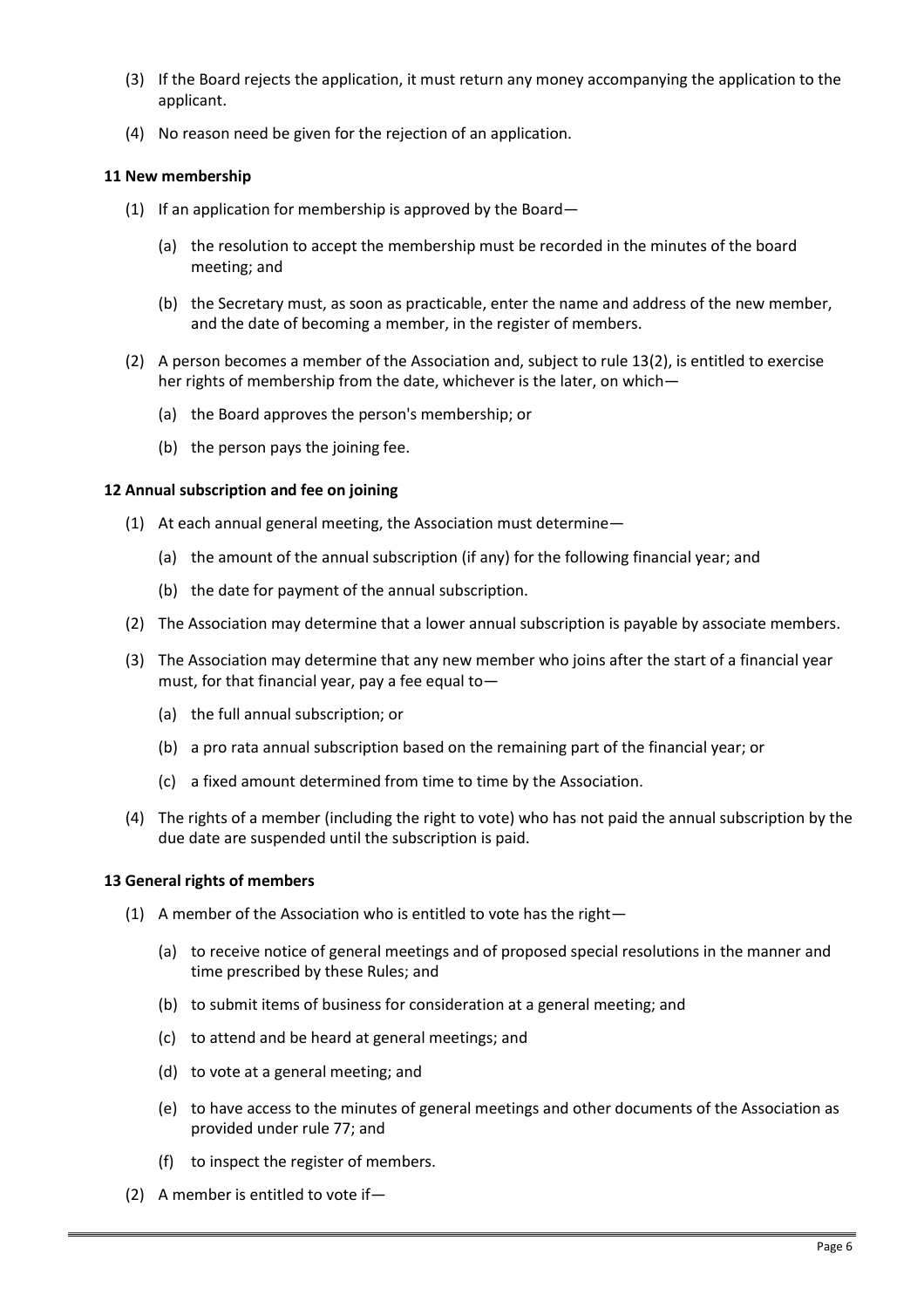(3) If the Board rejects the application, it must return any money accompanying the application to the applicant.

(4) No reason need be given for the rejection of an application.

### 11 New membership

(1) If an application for membership is approved by the Board—

  (a) the resolution to accept the membership must be recorded in the minutes of the board meeting; and

  (b) the Secretary must, as soon as practicable, enter the name and address of the new member, and the date of becoming a member, in the register of members.

(2) A person becomes a member of the Association and, subject to rule 13(2), is entitled to exercise her rights of membership from the date, whichever is the later, on which—

  (a) the Board approves the person's membership; or

  (b) the person pays the joining fee.

### 12 Annual subscription and fee on joining

(1) At each annual general meeting, the Association must determine—

  (a) the amount of the annual subscription (if any) for the following financial year; and

  (b) the date for payment of the annual subscription.

(2) The Association may determine that a lower annual subscription is payable by associate members.

(3) The Association may determine that any new member who joins after the start of a financial year must, for that financial year, pay a fee equal to—

  (a) the full annual subscription; or

  (b) a pro rata annual subscription based on the remaining part of the financial year; or

  (c) a fixed amount determined from time to time by the Association.

(4) The rights of a member (including the right to vote) who has not paid the annual subscription by the due date are suspended until the subscription is paid.

### 13 General rights of members

(1) A member of the Association who is entitled to vote has the right—

  (a) to receive notice of general meetings and of proposed special resolutions in the manner and time prescribed by these Rules; and

  (b) to submit items of business for consideration at a general meeting; and

  (c) to attend and be heard at general meetings; and

  (d) to vote at a general meeting; and

  (e) to have access to the minutes of general meetings and other documents of the Association as provided under rule 77; and

  (f) to inspect the register of members.

(2) A member is entitled to vote if—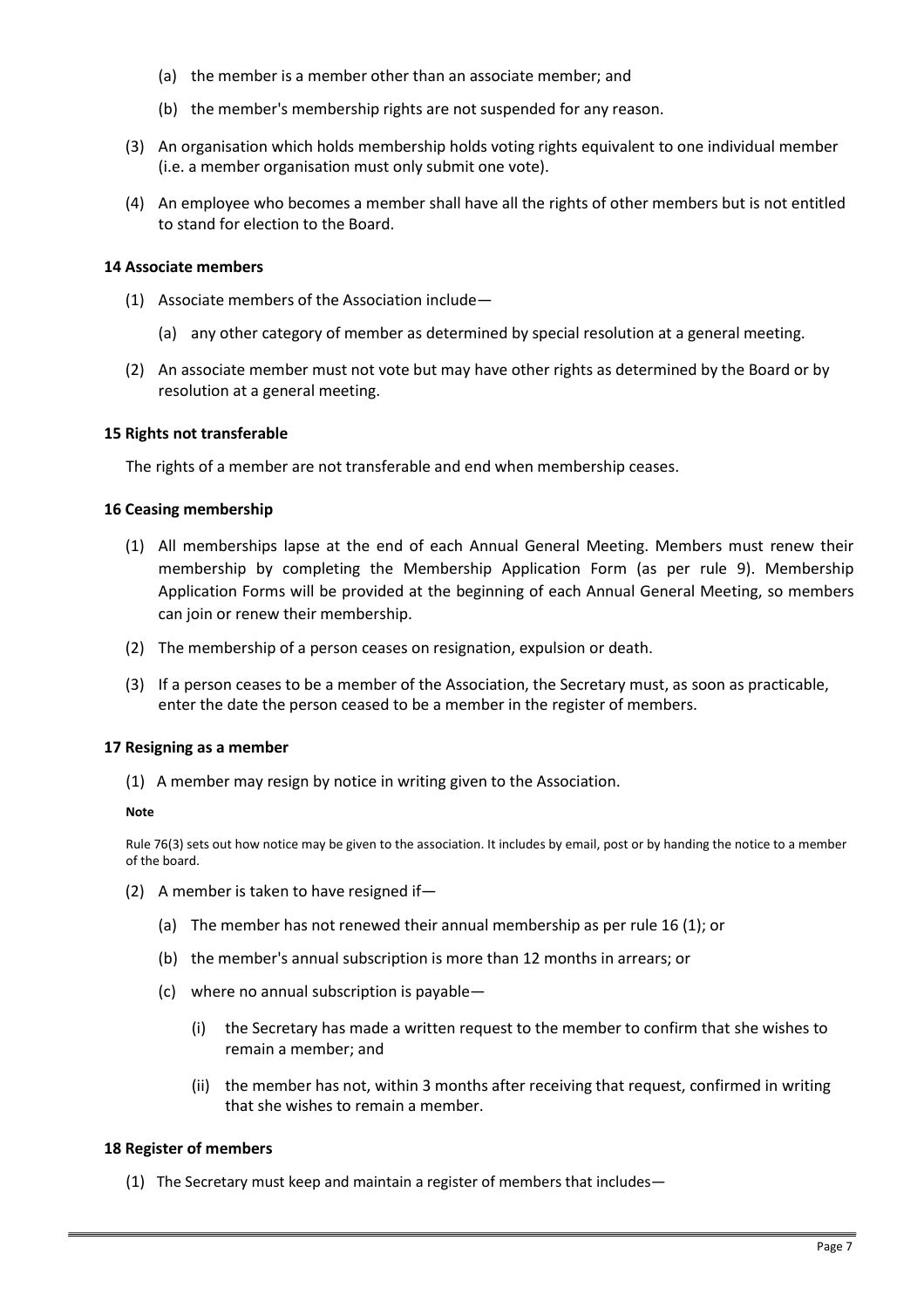(a) the member is a member other than an associate member; and

(b) the member's membership rights are not suspended for any reason.

(3) An organisation which holds membership holds voting rights equivalent to one individual member (i.e. a member organisation must only submit one vote).

(4) An employee who becomes a member shall have all the rights of other members but is not entitled to stand for election to the Board.

#### 14 Associate members

(1) Associate members of the Association include—

(a) any other category of member as determined by special resolution at a general meeting.

(2) An associate member must not vote but may have other rights as determined by the Board or by resolution at a general meeting.

#### 15 Rights not transferable

The rights of a member are not transferable and end when membership ceases.

#### 16 Ceasing membership

(1) All memberships lapse at the end of each Annual General Meeting. Members must renew their membership by completing the Membership Application Form (as per rule 9). Membership Application Forms will be provided at the beginning of each Annual General Meeting, so members can join or renew their membership.

(2) The membership of a person ceases on resignation, expulsion or death.

(3) If a person ceases to be a member of the Association, the Secretary must, as soon as practicable, enter the date the person ceased to be a member in the register of members.

#### 17 Resigning as a member

(1) A member may resign by notice in writing given to the Association.

**Note**

Rule 76(3) sets out how notice may be given to the association. It includes by email, post or by handing the notice to a member of the board.

(2) A member is taken to have resigned if—

(a) The member has not renewed their annual membership as per rule 16 (1); or

(b) the member's annual subscription is more than 12 months in arrears; or

(c) where no annual subscription is payable—

(i) the Secretary has made a written request to the member to confirm that she wishes to remain a member; and

(ii) the member has not, within 3 months after receiving that request, confirmed in writing that she wishes to remain a member.

#### 18 Register of members

(1) The Secretary must keep and maintain a register of members that includes—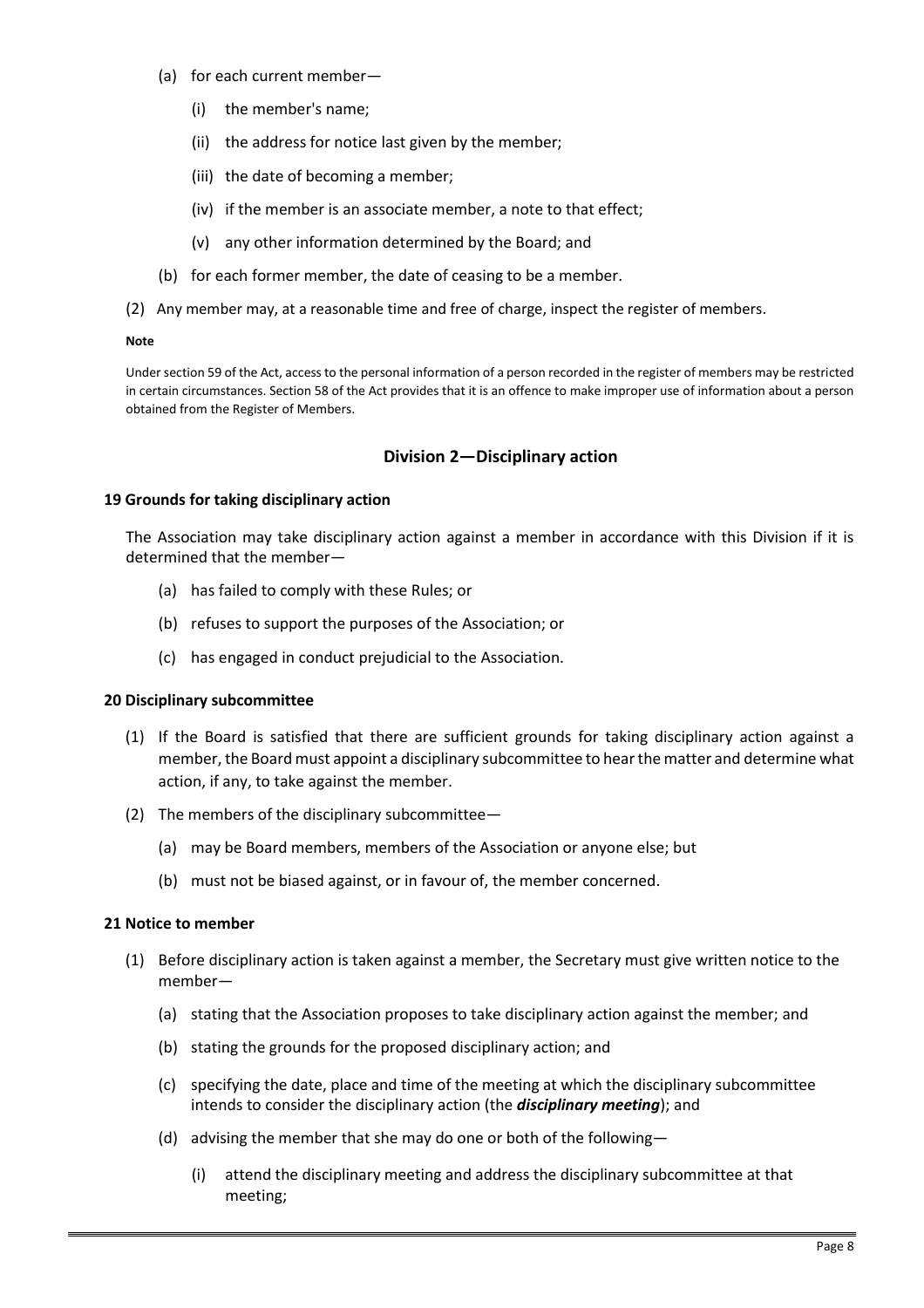(a) for each current member—

  (i) the member's name;

  (ii) the address for notice last given by the member;

  (iii) the date of becoming a member;

  (iv) if the member is an associate member, a note to that effect;

  (v) any other information determined by the Board; and

(b) for each former member, the date of ceasing to be a member.

(2) Any member may, at a reasonable time and free of charge, inspect the register of members.

**Note**

Under section 59 of the Act, access to the personal information of a person recorded in the register of members may be restricted in certain circumstances. Section 58 of the Act provides that it is an offence to make improper use of information about a person obtained from the Register of Members.

## Division 2—Disciplinary action

### 19 Grounds for taking disciplinary action

The Association may take disciplinary action against a member in accordance with this Division if it is determined that the member—

(a) has failed to comply with these Rules; or

(b) refuses to support the purposes of the Association; or

(c) has engaged in conduct prejudicial to the Association.

### 20 Disciplinary subcommittee

(1) If the Board is satisfied that there are sufficient grounds for taking disciplinary action against a member, the Board must appoint a disciplinary subcommittee to hear the matter and determine what action, if any, to take against the member.

(2) The members of the disciplinary subcommittee—

  (a) may be Board members, members of the Association or anyone else; but

  (b) must not be biased against, or in favour of, the member concerned.

### 21 Notice to member

(1) Before disciplinary action is taken against a member, the Secretary must give written notice to the member—

  (a) stating that the Association proposes to take disciplinary action against the member; and

  (b) stating the grounds for the proposed disciplinary action; and

  (c) specifying the date, place and time of the meeting at which the disciplinary subcommittee intends to consider the disciplinary action (the ***disciplinary meeting***); and

  (d) advising the member that she may do one or both of the following—

    (i) attend the disciplinary meeting and address the disciplinary subcommittee at that meeting;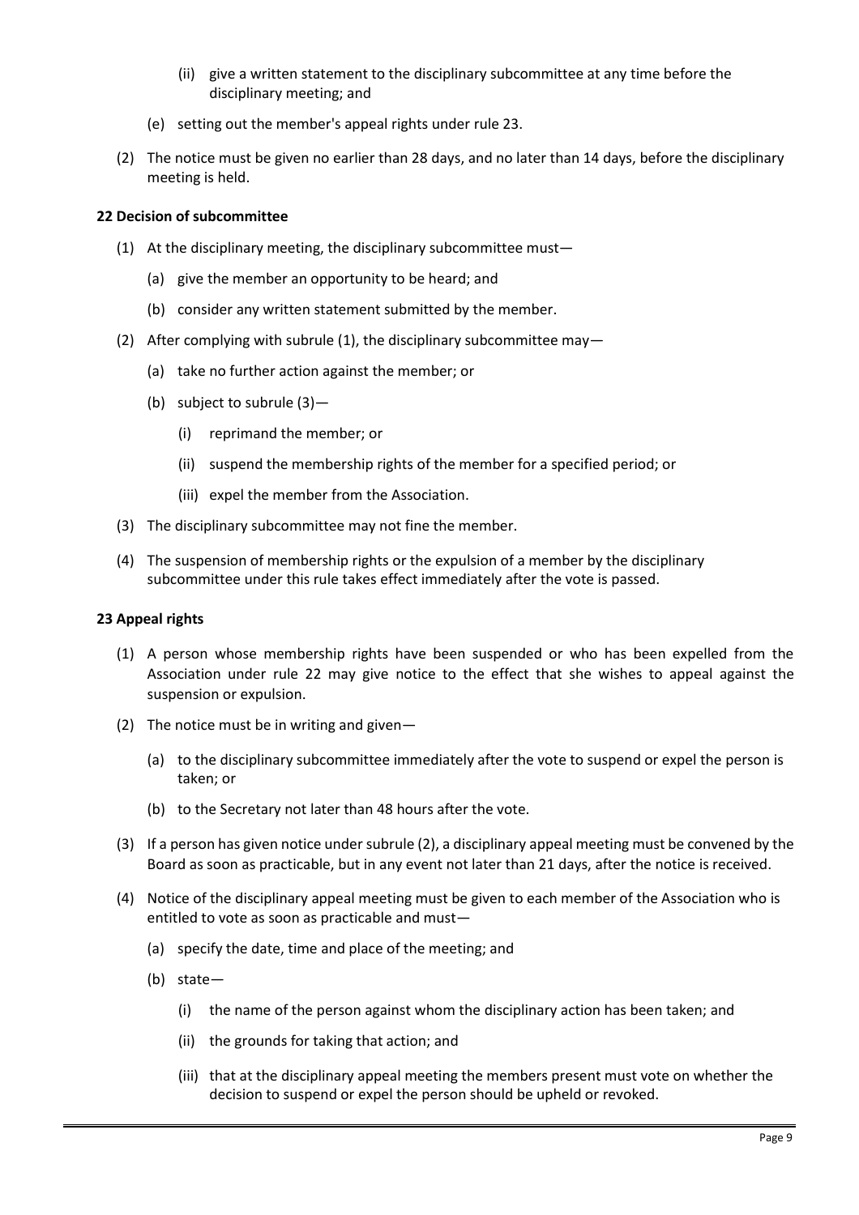- (ii) give a written statement to the disciplinary subcommittee at any time before the disciplinary meeting; and
- (e) setting out the member's appeal rights under rule 23.

(2) The notice must be given no earlier than 28 days, and no later than 14 days, before the disciplinary meeting is held.

**22 Decision of subcommittee**

(1) At the disciplinary meeting, the disciplinary subcommittee must—

- (a) give the member an opportunity to be heard; and
- (b) consider any written statement submitted by the member.

(2) After complying with subrule (1), the disciplinary subcommittee may—

- (a) take no further action against the member; or
- (b) subject to subrule (3)—
   - (i) reprimand the member; or
   - (ii) suspend the membership rights of the member for a specified period; or
   - (iii) expel the member from the Association.

(3) The disciplinary subcommittee may not fine the member.

(4) The suspension of membership rights or the expulsion of a member by the disciplinary subcommittee under this rule takes effect immediately after the vote is passed.

**23 Appeal rights**

(1) A person whose membership rights have been suspended or who has been expelled from the Association under rule 22 may give notice to the effect that she wishes to appeal against the suspension or expulsion.

(2) The notice must be in writing and given—

- (a) to the disciplinary subcommittee immediately after the vote to suspend or expel the person is taken; or
- (b) to the Secretary not later than 48 hours after the vote.

(3) If a person has given notice under subrule (2), a disciplinary appeal meeting must be convened by the Board as soon as practicable, but in any event not later than 21 days, after the notice is received.

(4) Notice of the disciplinary appeal meeting must be given to each member of the Association who is entitled to vote as soon as practicable and must—

- (a) specify the date, time and place of the meeting; and
- (b) state—
   - (i) the name of the person against whom the disciplinary action has been taken; and
   - (ii) the grounds for taking that action; and
   - (iii) that at the disciplinary appeal meeting the members present must vote on whether the decision to suspend or expel the person should be upheld or revoked.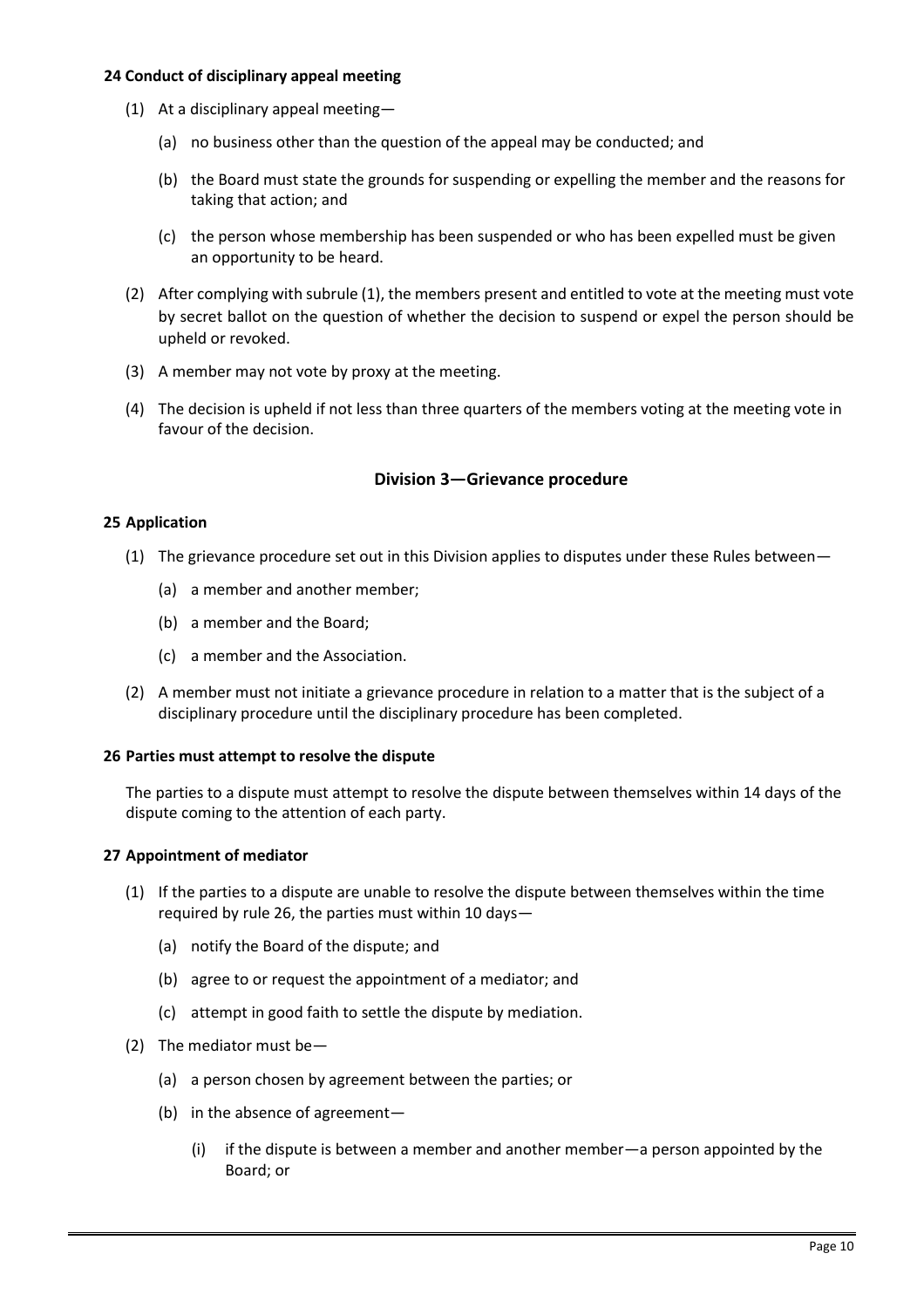#### 24 Conduct of disciplinary appeal meeting

(1) At a disciplinary appeal meeting—

(a) no business other than the question of the appeal may be conducted; and

(b) the Board must state the grounds for suspending or expelling the member and the reasons for taking that action; and

(c) the person whose membership has been suspended or who has been expelled must be given an opportunity to be heard.

(2) After complying with subrule (1), the members present and entitled to vote at the meeting must vote by secret ballot on the question of whether the decision to suspend or expel the person should be upheld or revoked.

(3) A member may not vote by proxy at the meeting.

(4) The decision is upheld if not less than three quarters of the members voting at the meeting vote in favour of the decision.

### Division 3—Grievance procedure

#### 25 Application

(1) The grievance procedure set out in this Division applies to disputes under these Rules between—

(a) a member and another member;

(b) a member and the Board;

(c) a member and the Association.

(2) A member must not initiate a grievance procedure in relation to a matter that is the subject of a disciplinary procedure until the disciplinary procedure has been completed.

#### 26 Parties must attempt to resolve the dispute

The parties to a dispute must attempt to resolve the dispute between themselves within 14 days of the dispute coming to the attention of each party.

#### 27 Appointment of mediator

(1) If the parties to a dispute are unable to resolve the dispute between themselves within the time required by rule 26, the parties must within 10 days—

(a) notify the Board of the dispute; and

(b) agree to or request the appointment of a mediator; and

(c) attempt in good faith to settle the dispute by mediation.

(2) The mediator must be—

(a) a person chosen by agreement between the parties; or

(b) in the absence of agreement—

(i) if the dispute is between a member and another member—a person appointed by the Board; or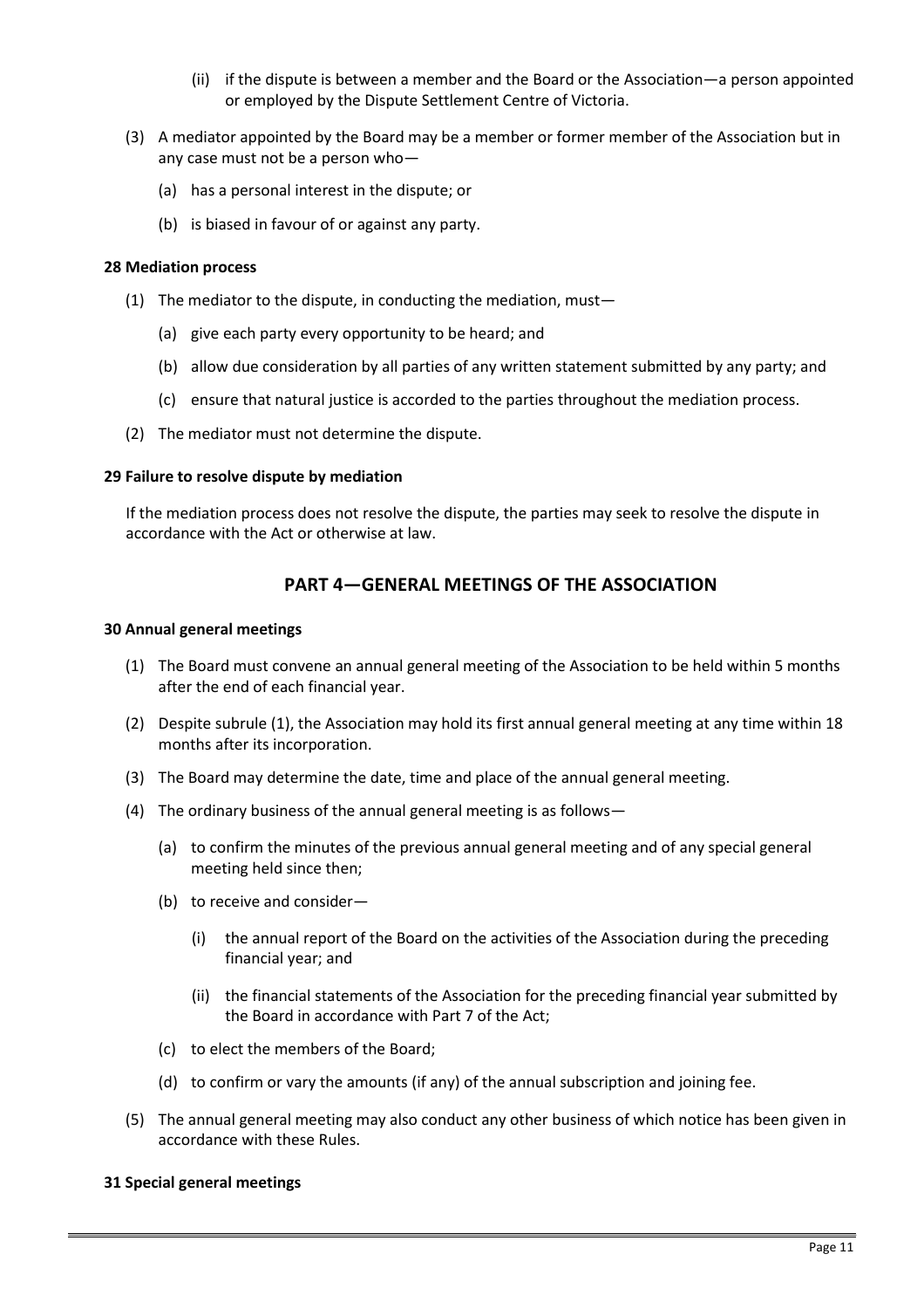(ii) if the dispute is between a member and the Board or the Association—a person appointed or employed by the Dispute Settlement Centre of Victoria.

(3) A mediator appointed by the Board may be a member or former member of the Association but in any case must not be a person who—

(a) has a personal interest in the dispute; or

(b) is biased in favour of or against any party.

#### 28 Mediation process

(1) The mediator to the dispute, in conducting the mediation, must—

(a) give each party every opportunity to be heard; and

(b) allow due consideration by all parties of any written statement submitted by any party; and

(c) ensure that natural justice is accorded to the parties throughout the mediation process.

(2) The mediator must not determine the dispute.

#### 29 Failure to resolve dispute by mediation

If the mediation process does not resolve the dispute, the parties may seek to resolve the dispute in accordance with the Act or otherwise at law.

## PART 4—GENERAL MEETINGS OF THE ASSOCIATION

#### 30 Annual general meetings

(1) The Board must convene an annual general meeting of the Association to be held within 5 months after the end of each financial year.

(2) Despite subrule (1), the Association may hold its first annual general meeting at any time within 18 months after its incorporation.

(3) The Board may determine the date, time and place of the annual general meeting.

(4) The ordinary business of the annual general meeting is as follows—

(a) to confirm the minutes of the previous annual general meeting and of any special general meeting held since then;

(b) to receive and consider—

(i) the annual report of the Board on the activities of the Association during the preceding financial year; and

(ii) the financial statements of the Association for the preceding financial year submitted by the Board in accordance with Part 7 of the Act;

(c) to elect the members of the Board;

(d) to confirm or vary the amounts (if any) of the annual subscription and joining fee.

(5) The annual general meeting may also conduct any other business of which notice has been given in accordance with these Rules.

#### 31 Special general meetings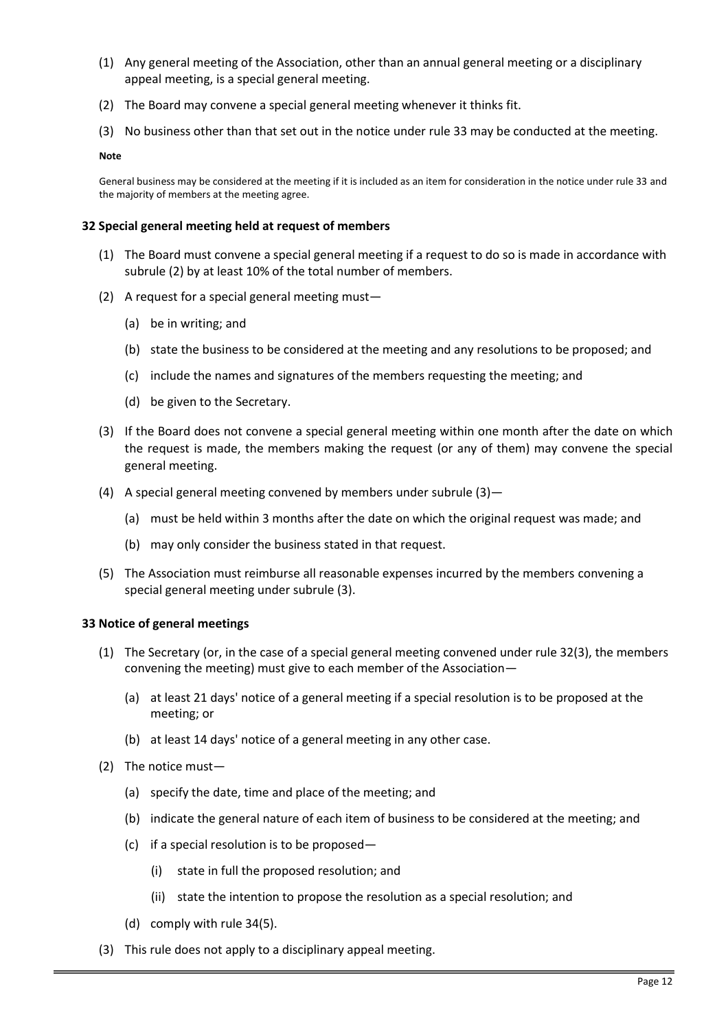(1) Any general meeting of the Association, other than an annual general meeting or a disciplinary appeal meeting, is a special general meeting.

(2) The Board may convene a special general meeting whenever it thinks fit.

(3) No business other than that set out in the notice under rule 33 may be conducted at the meeting.

**Note**

General business may be considered at the meeting if it is included as an item for consideration in the notice under rule 33 and the majority of members at the meeting agree.

#### 32 Special general meeting held at request of members

(1) The Board must convene a special general meeting if a request to do so is made in accordance with subrule (2) by at least 10% of the total number of members.

(2) A request for a special general meeting must—

  (a) be in writing; and

  (b) state the business to be considered at the meeting and any resolutions to be proposed; and

  (c) include the names and signatures of the members requesting the meeting; and

  (d) be given to the Secretary.

(3) If the Board does not convene a special general meeting within one month after the date on which the request is made, the members making the request (or any of them) may convene the special general meeting.

(4) A special general meeting convened by members under subrule (3)—

  (a) must be held within 3 months after the date on which the original request was made; and

  (b) may only consider the business stated in that request.

(5) The Association must reimburse all reasonable expenses incurred by the members convening a special general meeting under subrule (3).

#### 33 Notice of general meetings

(1) The Secretary (or, in the case of a special general meeting convened under rule 32(3), the members convening the meeting) must give to each member of the Association—

  (a) at least 21 days' notice of a general meeting if a special resolution is to be proposed at the meeting; or

  (b) at least 14 days' notice of a general meeting in any other case.

(2) The notice must—

  (a) specify the date, time and place of the meeting; and

  (b) indicate the general nature of each item of business to be considered at the meeting; and

  (c) if a special resolution is to be proposed—

    (i) state in full the proposed resolution; and

    (ii) state the intention to propose the resolution as a special resolution; and

  (d) comply with rule 34(5).

(3) This rule does not apply to a disciplinary appeal meeting.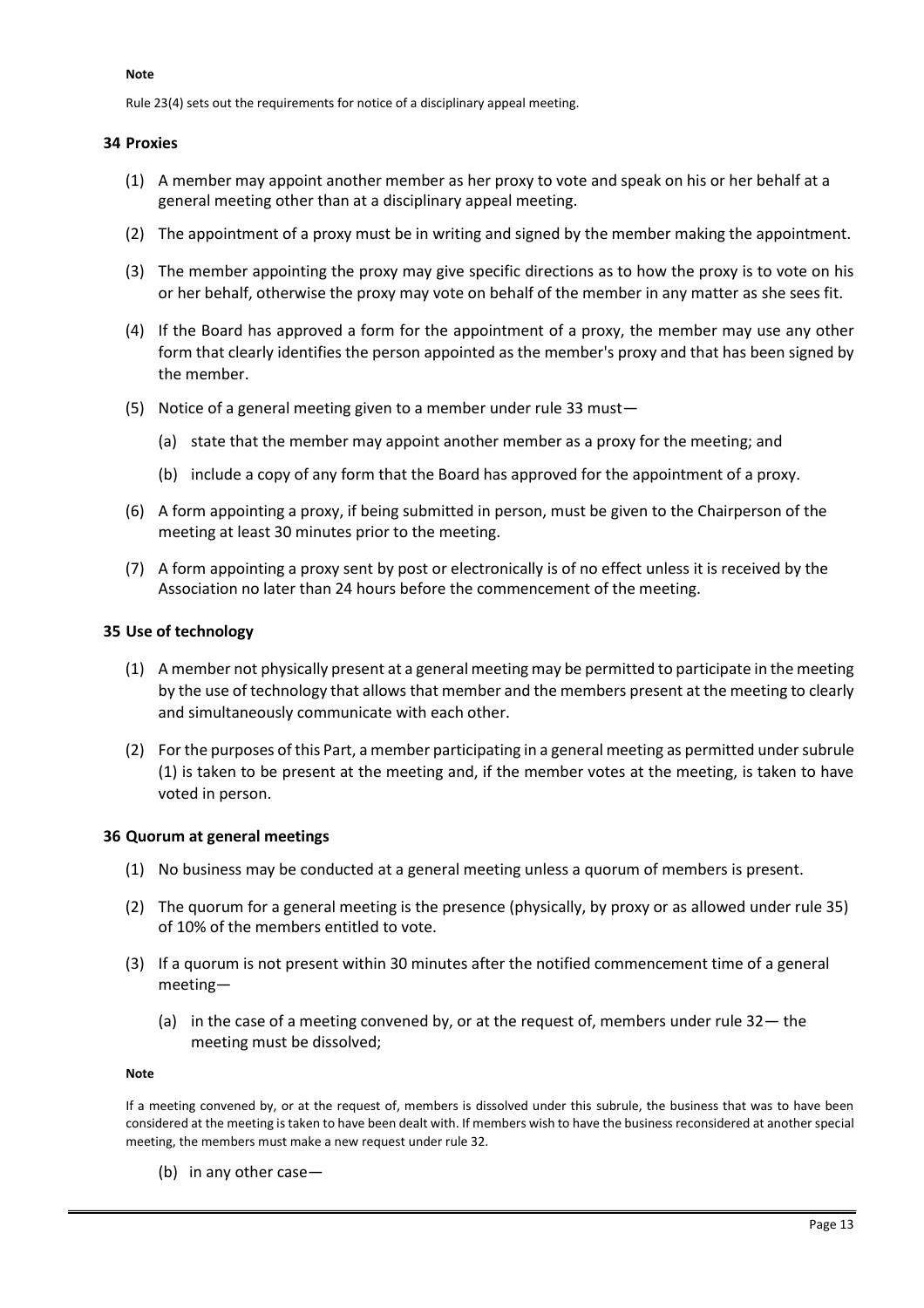**Note**

Rule 23(4) sets out the requirements for notice of a disciplinary appeal meeting.

### 34 Proxies

(1) A member may appoint another member as her proxy to vote and speak on his or her behalf at a general meeting other than at a disciplinary appeal meeting.

(2) The appointment of a proxy must be in writing and signed by the member making the appointment.

(3) The member appointing the proxy may give specific directions as to how the proxy is to vote on his or her behalf, otherwise the proxy may vote on behalf of the member in any matter as she sees fit.

(4) If the Board has approved a form for the appointment of a proxy, the member may use any other form that clearly identifies the person appointed as the member's proxy and that has been signed by the member.

(5) Notice of a general meeting given to a member under rule 33 must—

(a) state that the member may appoint another member as a proxy for the meeting; and

(b) include a copy of any form that the Board has approved for the appointment of a proxy.

(6) A form appointing a proxy, if being submitted in person, must be given to the Chairperson of the meeting at least 30 minutes prior to the meeting.

(7) A form appointing a proxy sent by post or electronically is of no effect unless it is received by the Association no later than 24 hours before the commencement of the meeting.

### 35 Use of technology

(1) A member not physically present at a general meeting may be permitted to participate in the meeting by the use of technology that allows that member and the members present at the meeting to clearly and simultaneously communicate with each other.

(2) For the purposes of this Part, a member participating in a general meeting as permitted under subrule (1) is taken to be present at the meeting and, if the member votes at the meeting, is taken to have voted in person.

### 36 Quorum at general meetings

(1) No business may be conducted at a general meeting unless a quorum of members is present.

(2) The quorum for a general meeting is the presence (physically, by proxy or as allowed under rule 35) of 10% of the members entitled to vote.

(3) If a quorum is not present within 30 minutes after the notified commencement time of a general meeting—

(a) in the case of a meeting convened by, or at the request of, members under rule 32— the meeting must be dissolved;

**Note**

If a meeting convened by, or at the request of, members is dissolved under this subrule, the business that was to have been considered at the meeting is taken to have been dealt with. If members wish to have the business reconsidered at another special meeting, the members must make a new request under rule 32.

(b) in any other case—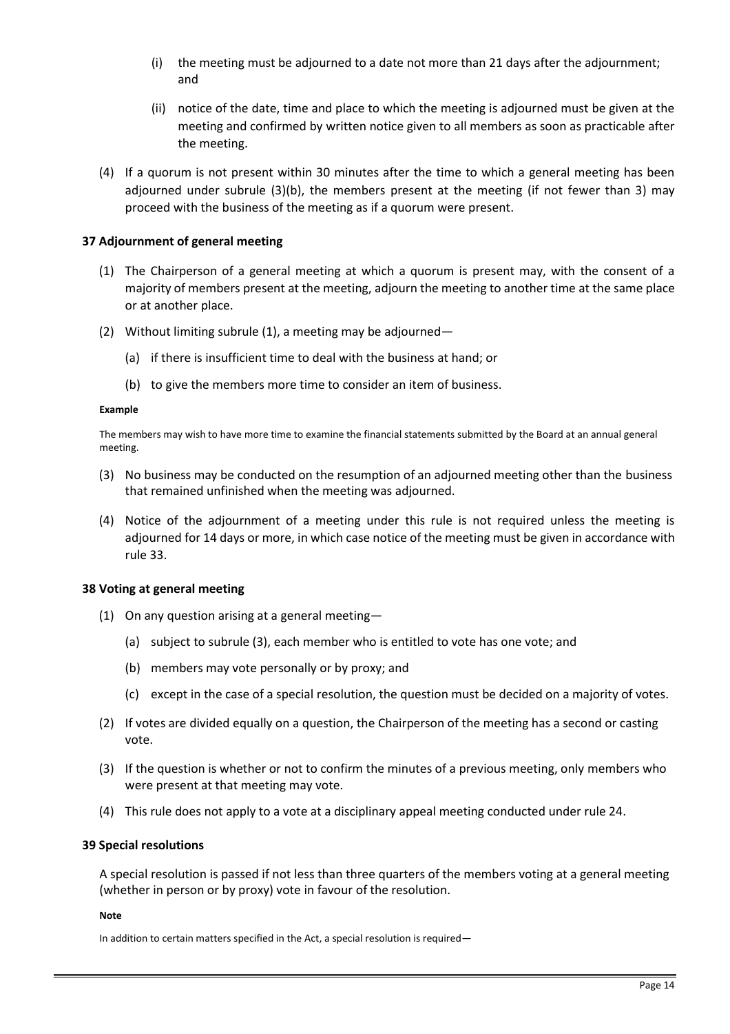(i) the meeting must be adjourned to a date not more than 21 days after the adjournment; and

(ii) notice of the date, time and place to which the meeting is adjourned must be given at the meeting and confirmed by written notice given to all members as soon as practicable after the meeting.

(4) If a quorum is not present within 30 minutes after the time to which a general meeting has been adjourned under subrule (3)(b), the members present at the meeting (if not fewer than 3) may proceed with the business of the meeting as if a quorum were present.

**37 Adjournment of general meeting**

(1) The Chairperson of a general meeting at which a quorum is present may, with the consent of a majority of members present at the meeting, adjourn the meeting to another time at the same place or at another place.

(2) Without limiting subrule (1), a meeting may be adjourned—

(a) if there is insufficient time to deal with the business at hand; or

(b) to give the members more time to consider an item of business.

**Example**

The members may wish to have more time to examine the financial statements submitted by the Board at an annual general meeting.

(3) No business may be conducted on the resumption of an adjourned meeting other than the business that remained unfinished when the meeting was adjourned.

(4) Notice of the adjournment of a meeting under this rule is not required unless the meeting is adjourned for 14 days or more, in which case notice of the meeting must be given in accordance with rule 33.

**38 Voting at general meeting**

(1) On any question arising at a general meeting—

(a) subject to subrule (3), each member who is entitled to vote has one vote; and

(b) members may vote personally or by proxy; and

(c) except in the case of a special resolution, the question must be decided on a majority of votes.

(2) If votes are divided equally on a question, the Chairperson of the meeting has a second or casting vote.

(3) If the question is whether or not to confirm the minutes of a previous meeting, only members who were present at that meeting may vote.

(4) This rule does not apply to a vote at a disciplinary appeal meeting conducted under rule 24.

**39 Special resolutions**

A special resolution is passed if not less than three quarters of the members voting at a general meeting (whether in person or by proxy) vote in favour of the resolution.

**Note**

In addition to certain matters specified in the Act, a special resolution is required—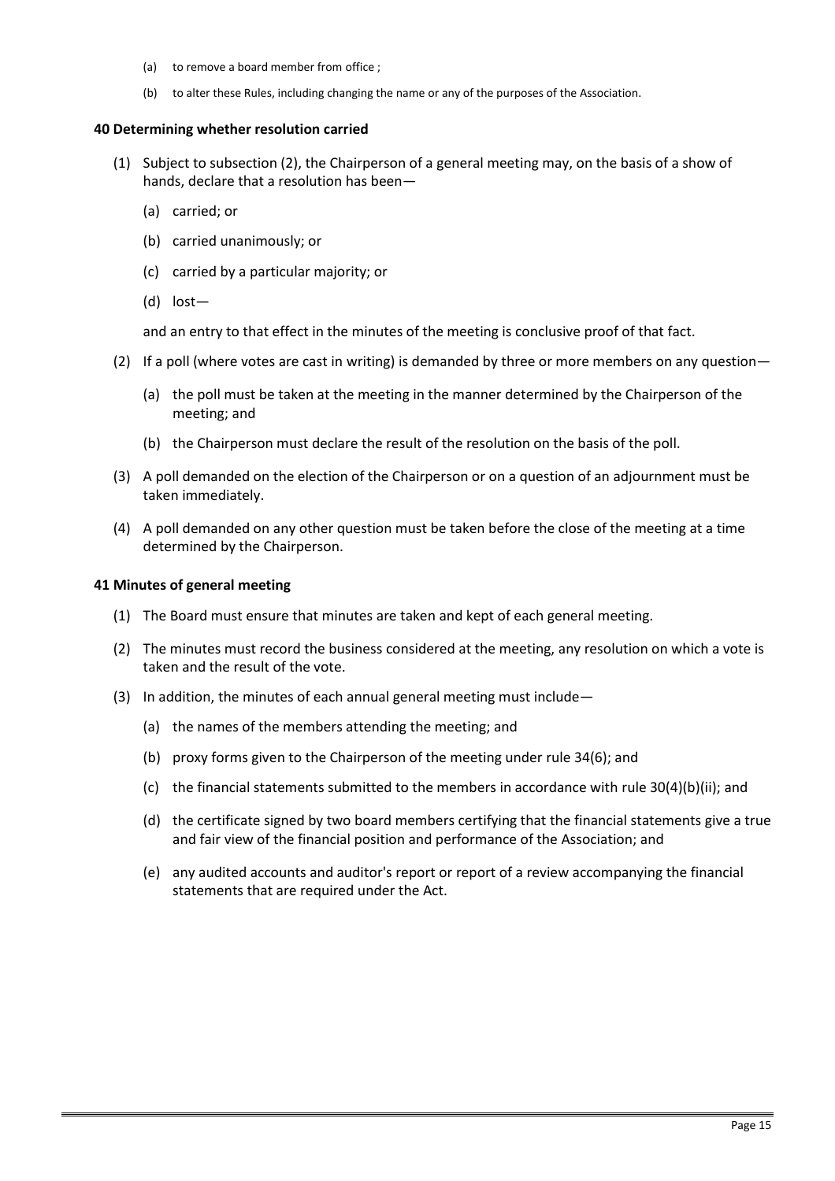(a) to remove a board member from office ;

(b) to alter these Rules, including changing the name or any of the purposes of the Association.

**40 Determining whether resolution carried**

(1) Subject to subsection (2), the Chairperson of a general meeting may, on the basis of a show of hands, declare that a resolution has been—

(a) carried; or

(b) carried unanimously; or

(c) carried by a particular majority; or

(d) lost—

and an entry to that effect in the minutes of the meeting is conclusive proof of that fact.

(2) If a poll (where votes are cast in writing) is demanded by three or more members on any question—

(a) the poll must be taken at the meeting in the manner determined by the Chairperson of the meeting; and

(b) the Chairperson must declare the result of the resolution on the basis of the poll.

(3) A poll demanded on the election of the Chairperson or on a question of an adjournment must be taken immediately.

(4) A poll demanded on any other question must be taken before the close of the meeting at a time determined by the Chairperson.

**41 Minutes of general meeting**

(1) The Board must ensure that minutes are taken and kept of each general meeting.

(2) The minutes must record the business considered at the meeting, any resolution on which a vote is taken and the result of the vote.

(3) In addition, the minutes of each annual general meeting must include—

(a) the names of the members attending the meeting; and

(b) proxy forms given to the Chairperson of the meeting under rule 34(6); and

(c) the financial statements submitted to the members in accordance with rule 30(4)(b)(ii); and

(d) the certificate signed by two board members certifying that the financial statements give a true and fair view of the financial position and performance of the Association; and

(e) any audited accounts and auditor's report or report of a review accompanying the financial statements that are required under the Act.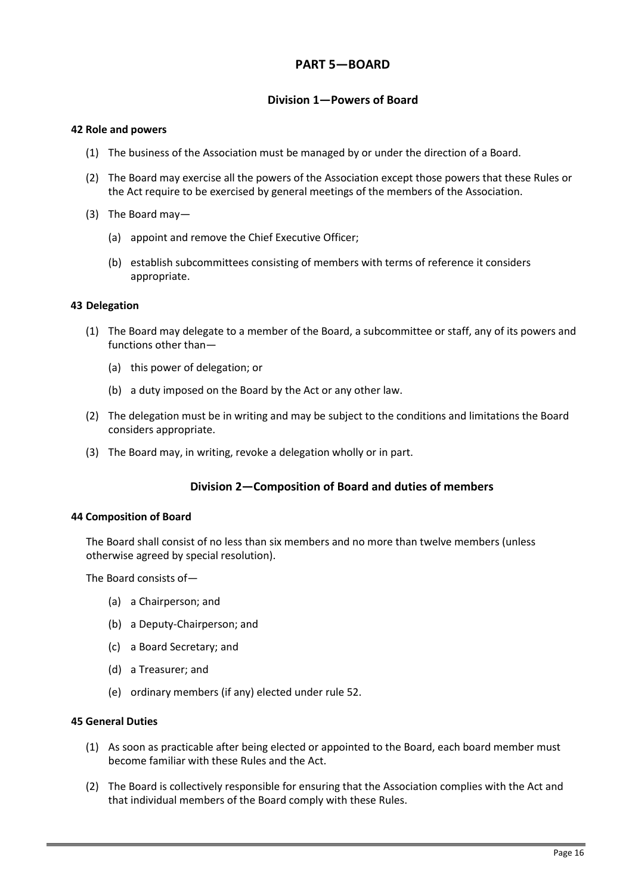# PART 5—BOARD

## Division 1—Powers of Board

### 42 Role and powers

(1) The business of the Association must be managed by or under the direction of a Board.

(2) The Board may exercise all the powers of the Association except those powers that these Rules or the Act require to be exercised by general meetings of the members of the Association.

(3) The Board may—

   (a) appoint and remove the Chief Executive Officer;

   (b) establish subcommittees consisting of members with terms of reference it considers appropriate.

### 43 Delegation

(1) The Board may delegate to a member of the Board, a subcommittee or staff, any of its powers and functions other than—

   (a) this power of delegation; or

   (b) a duty imposed on the Board by the Act or any other law.

(2) The delegation must be in writing and may be subject to the conditions and limitations the Board considers appropriate.

(3) The Board may, in writing, revoke a delegation wholly or in part.

## Division 2—Composition of Board and duties of members

### 44 Composition of Board

The Board shall consist of no less than six members and no more than twelve members (unless otherwise agreed by special resolution).

The Board consists of—

   (a) a Chairperson; and

   (b) a Deputy-Chairperson; and

   (c) a Board Secretary; and

   (d) a Treasurer; and

   (e) ordinary members (if any) elected under rule 52.

### 45 General Duties

(1) As soon as practicable after being elected or appointed to the Board, each board member must become familiar with these Rules and the Act.

(2) The Board is collectively responsible for ensuring that the Association complies with the Act and that individual members of the Board comply with these Rules.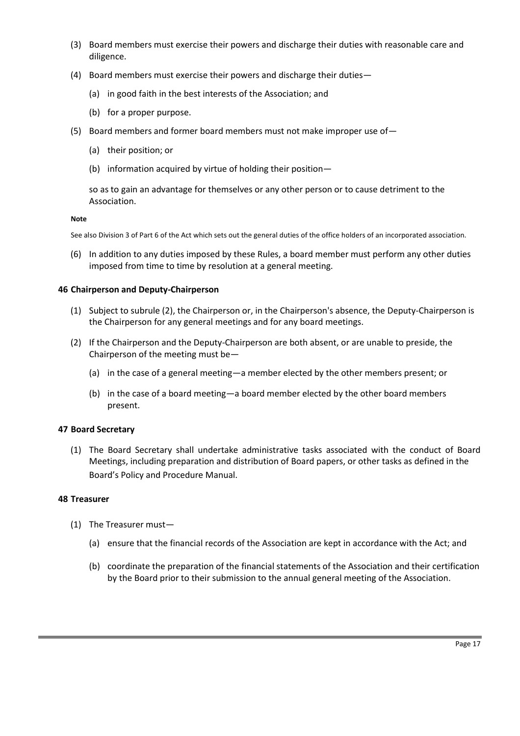(3) Board members must exercise their powers and discharge their duties with reasonable care and diligence.

(4) Board members must exercise their powers and discharge their duties—

  (a) in good faith in the best interests of the Association; and

  (b) for a proper purpose.

(5) Board members and former board members must not make improper use of—

  (a) their position; or

  (b) information acquired by virtue of holding their position—

  so as to gain an advantage for themselves or any other person or to cause detriment to the Association.

**Note**

See also Division 3 of Part 6 of the Act which sets out the general duties of the office holders of an incorporated association.

(6) In addition to any duties imposed by these Rules, a board member must perform any other duties imposed from time to time by resolution at a general meeting.

### 46 Chairperson and Deputy-Chairperson

(1) Subject to subrule (2), the Chairperson or, in the Chairperson's absence, the Deputy-Chairperson is the Chairperson for any general meetings and for any board meetings.

(2) If the Chairperson and the Deputy-Chairperson are both absent, or are unable to preside, the Chairperson of the meeting must be—

  (a) in the case of a general meeting—a member elected by the other members present; or

  (b) in the case of a board meeting—a board member elected by the other board members present.

### 47 Board Secretary

(1) The Board Secretary shall undertake administrative tasks associated with the conduct of Board Meetings, including preparation and distribution of Board papers, or other tasks as defined in the Board's Policy and Procedure Manual.

### 48 Treasurer

(1) The Treasurer must—

  (a) ensure that the financial records of the Association are kept in accordance with the Act; and

  (b) coordinate the preparation of the financial statements of the Association and their certification by the Board prior to their submission to the annual general meeting of the Association.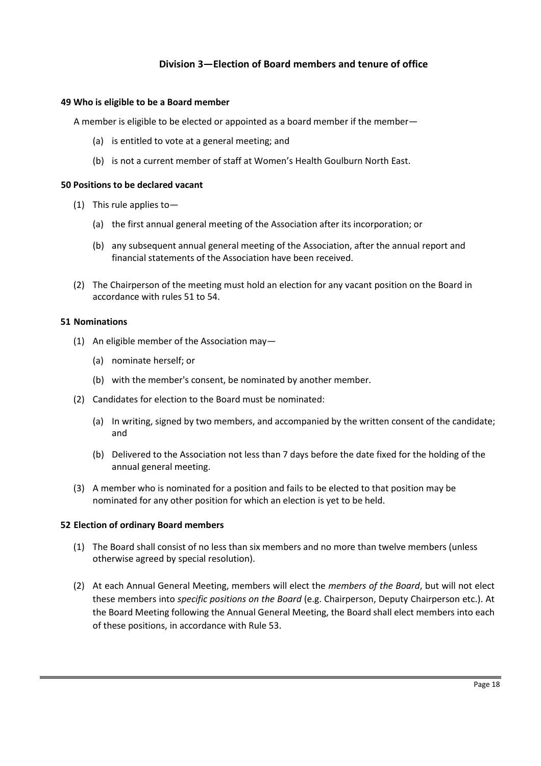## Division 3—Election of Board members and tenure of office

**49 Who is eligible to be a Board member**

A member is eligible to be elected or appointed as a board member if the member—

(a) is entitled to vote at a general meeting; and

(b) is not a current member of staff at Women's Health Goulburn North East.

**50 Positions to be declared vacant**

(1) This rule applies to—

(a) the first annual general meeting of the Association after its incorporation; or

(b) any subsequent annual general meeting of the Association, after the annual report and financial statements of the Association have been received.

(2) The Chairperson of the meeting must hold an election for any vacant position on the Board in accordance with rules 51 to 54.

**51 Nominations**

(1) An eligible member of the Association may—

(a) nominate herself; or

(b) with the member's consent, be nominated by another member.

(2) Candidates for election to the Board must be nominated:

(a) In writing, signed by two members, and accompanied by the written consent of the candidate; and

(b) Delivered to the Association not less than 7 days before the date fixed for the holding of the annual general meeting.

(3) A member who is nominated for a position and fails to be elected to that position may be nominated for any other position for which an election is yet to be held.

**52 Election of ordinary Board members**

(1) The Board shall consist of no less than six members and no more than twelve members (unless otherwise agreed by special resolution).

(2) At each Annual General Meeting, members will elect the *members of the Board*, but will not elect these members into *specific positions on the Board* (e.g. Chairperson, Deputy Chairperson etc.). At the Board Meeting following the Annual General Meeting, the Board shall elect members into each of these positions, in accordance with Rule 53.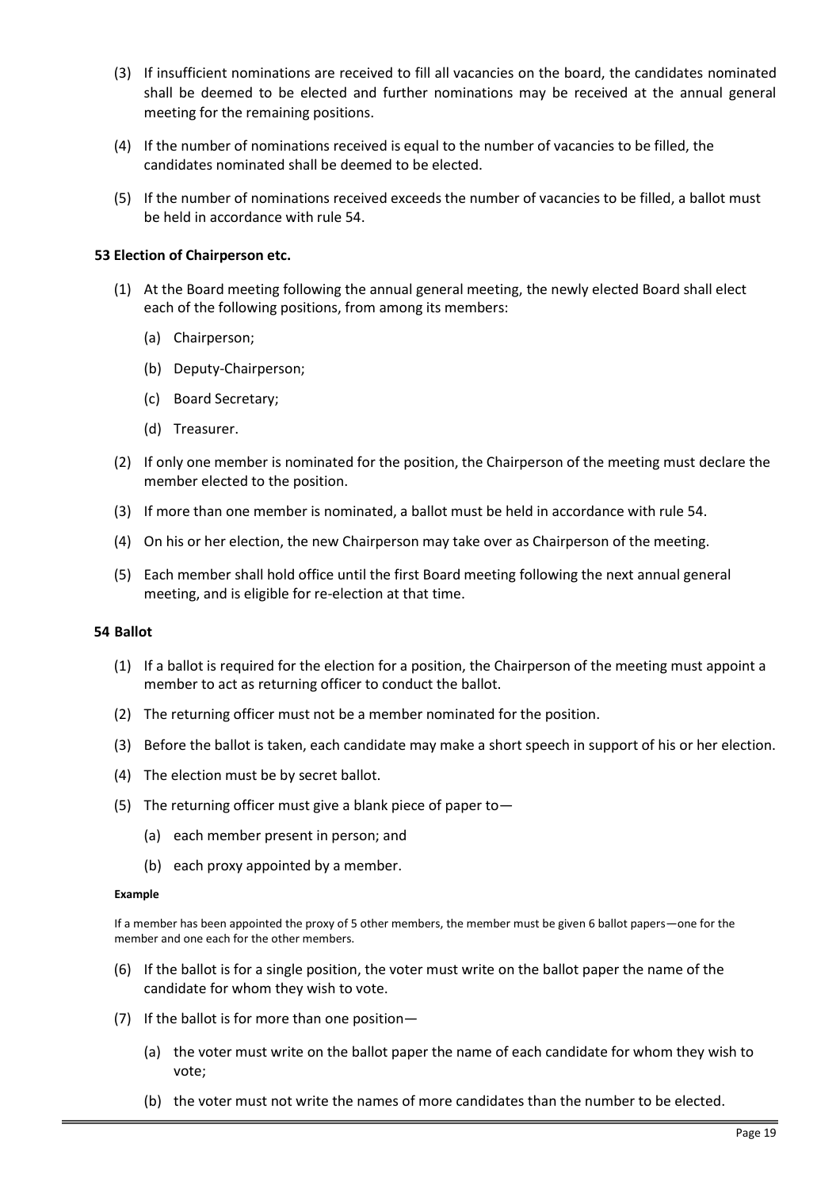(3) If insufficient nominations are received to fill all vacancies on the board, the candidates nominated shall be deemed to be elected and further nominations may be received at the annual general meeting for the remaining positions.

(4) If the number of nominations received is equal to the number of vacancies to be filled, the candidates nominated shall be deemed to be elected.

(5) If the number of nominations received exceeds the number of vacancies to be filled, a ballot must be held in accordance with rule 54.

**53 Election of Chairperson etc.**

(1) At the Board meeting following the annual general meeting, the newly elected Board shall elect each of the following positions, from among its members:

(a) Chairperson;

(b) Deputy-Chairperson;

(c) Board Secretary;

(d) Treasurer.

(2) If only one member is nominated for the position, the Chairperson of the meeting must declare the member elected to the position.

(3) If more than one member is nominated, a ballot must be held in accordance with rule 54.

(4) On his or her election, the new Chairperson may take over as Chairperson of the meeting.

(5) Each member shall hold office until the first Board meeting following the next annual general meeting, and is eligible for re-election at that time.

**54 Ballot**

(1) If a ballot is required for the election for a position, the Chairperson of the meeting must appoint a member to act as returning officer to conduct the ballot.

(2) The returning officer must not be a member nominated for the position.

(3) Before the ballot is taken, each candidate may make a short speech in support of his or her election.

(4) The election must be by secret ballot.

(5) The returning officer must give a blank piece of paper to—

(a) each member present in person; and

(b) each proxy appointed by a member.

**Example**

If a member has been appointed the proxy of 5 other members, the member must be given 6 ballot papers—one for the member and one each for the other members.

(6) If the ballot is for a single position, the voter must write on the ballot paper the name of the candidate for whom they wish to vote.

(7) If the ballot is for more than one position—

(a) the voter must write on the ballot paper the name of each candidate for whom they wish to vote;

(b) the voter must not write the names of more candidates than the number to be elected.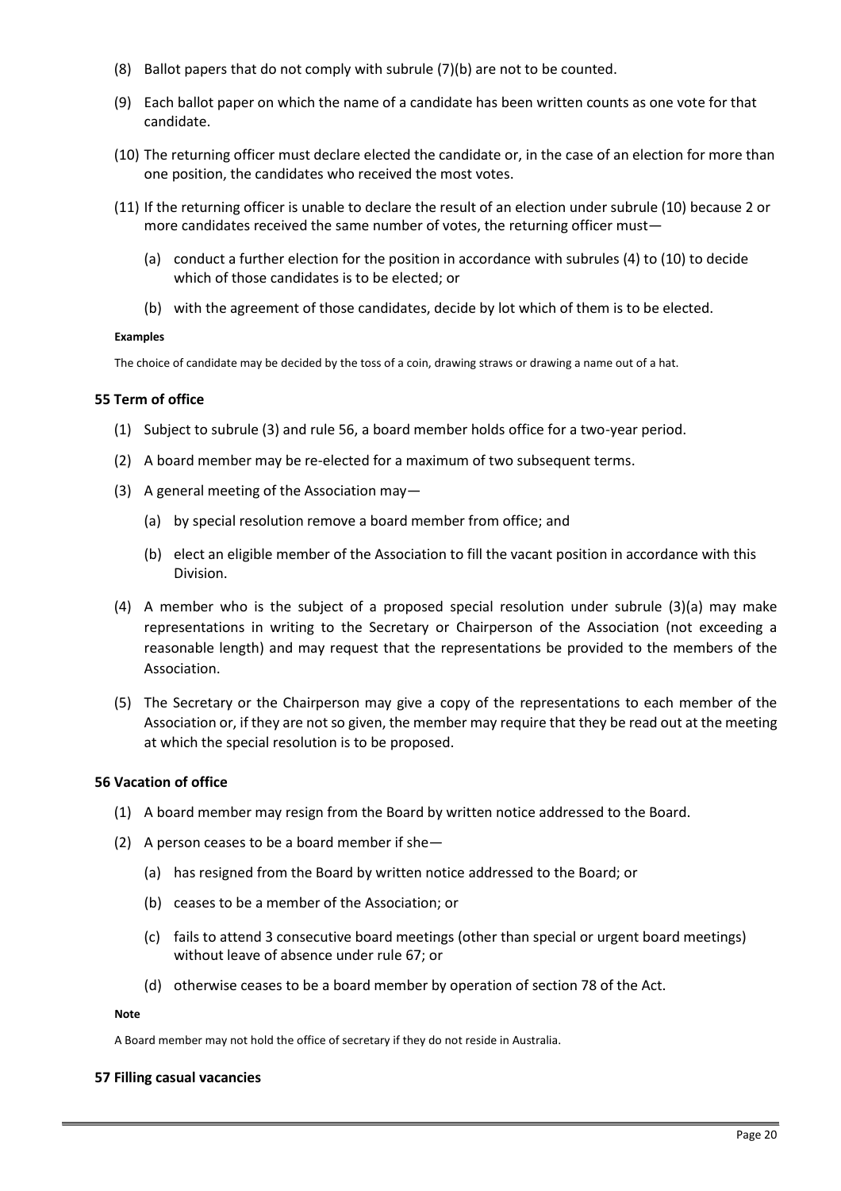(8) Ballot papers that do not comply with subrule (7)(b) are not to be counted.

(9) Each ballot paper on which the name of a candidate has been written counts as one vote for that candidate.

(10) The returning officer must declare elected the candidate or, in the case of an election for more than one position, the candidates who received the most votes.

(11) If the returning officer is unable to declare the result of an election under subrule (10) because 2 or more candidates received the same number of votes, the returning officer must—

- (a) conduct a further election for the position in accordance with subrules (4) to (10) to decide which of those candidates is to be elected; or
- (b) with the agreement of those candidates, decide by lot which of them is to be elected.

**Examples**

The choice of candidate may be decided by the toss of a coin, drawing straws or drawing a name out of a hat.

### 55 Term of office

(1) Subject to subrule (3) and rule 56, a board member holds office for a two-year period.

(2) A board member may be re-elected for a maximum of two subsequent terms.

(3) A general meeting of the Association may—

- (a) by special resolution remove a board member from office; and
- (b) elect an eligible member of the Association to fill the vacant position in accordance with this Division.

(4) A member who is the subject of a proposed special resolution under subrule (3)(a) may make representations in writing to the Secretary or Chairperson of the Association (not exceeding a reasonable length) and may request that the representations be provided to the members of the Association.

(5) The Secretary or the Chairperson may give a copy of the representations to each member of the Association or, if they are not so given, the member may require that they be read out at the meeting at which the special resolution is to be proposed.

### 56 Vacation of office

(1) A board member may resign from the Board by written notice addressed to the Board.

(2) A person ceases to be a board member if she—

- (a) has resigned from the Board by written notice addressed to the Board; or
- (b) ceases to be a member of the Association; or
- (c) fails to attend 3 consecutive board meetings (other than special or urgent board meetings) without leave of absence under rule 67; or
- (d) otherwise ceases to be a board member by operation of section 78 of the Act.

**Note**

A Board member may not hold the office of secretary if they do not reside in Australia.

### 57 Filling casual vacancies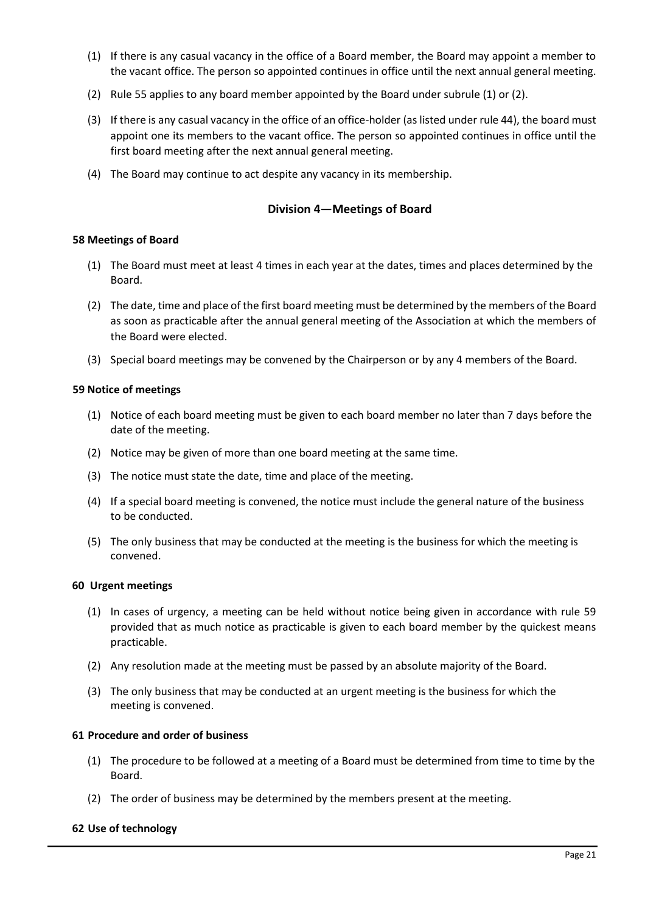(1) If there is any casual vacancy in the office of a Board member, the Board may appoint a member to the vacant office. The person so appointed continues in office until the next annual general meeting.

(2) Rule 55 applies to any board member appointed by the Board under subrule (1) or (2).

(3) If there is any casual vacancy in the office of an office-holder (as listed under rule 44), the board must appoint one its members to the vacant office. The person so appointed continues in office until the first board meeting after the next annual general meeting.

(4) The Board may continue to act despite any vacancy in its membership.

## Division 4—Meetings of Board

### 58 Meetings of Board

(1) The Board must meet at least 4 times in each year at the dates, times and places determined by the Board.

(2) The date, time and place of the first board meeting must be determined by the members of the Board as soon as practicable after the annual general meeting of the Association at which the members of the Board were elected.

(3) Special board meetings may be convened by the Chairperson or by any 4 members of the Board.

### 59 Notice of meetings

(1) Notice of each board meeting must be given to each board member no later than 7 days before the date of the meeting.

(2) Notice may be given of more than one board meeting at the same time.

(3) The notice must state the date, time and place of the meeting.

(4) If a special board meeting is convened, the notice must include the general nature of the business to be conducted.

(5) The only business that may be conducted at the meeting is the business for which the meeting is convened.

### 60 Urgent meetings

(1) In cases of urgency, a meeting can be held without notice being given in accordance with rule 59 provided that as much notice as practicable is given to each board member by the quickest means practicable.

(2) Any resolution made at the meeting must be passed by an absolute majority of the Board.

(3) The only business that may be conducted at an urgent meeting is the business for which the meeting is convened.

### 61 Procedure and order of business

(1) The procedure to be followed at a meeting of a Board must be determined from time to time by the Board.

(2) The order of business may be determined by the members present at the meeting.

### 62 Use of technology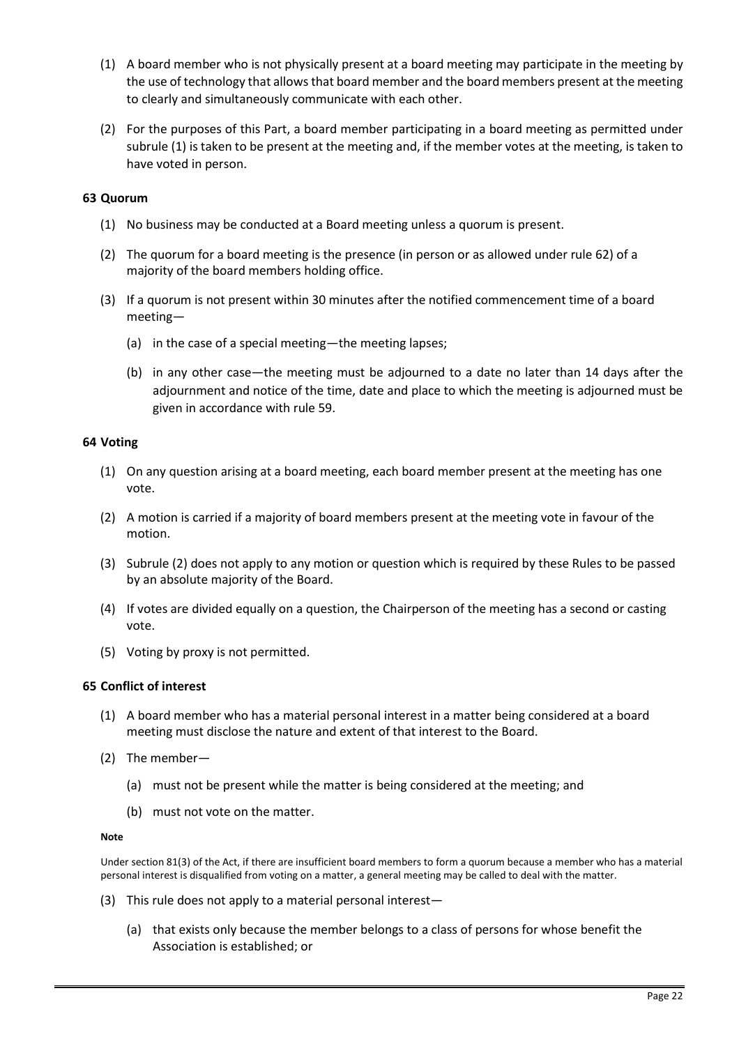(1) A board member who is not physically present at a board meeting may participate in the meeting by the use of technology that allows that board member and the board members present at the meeting to clearly and simultaneously communicate with each other.

(2) For the purposes of this Part, a board member participating in a board meeting as permitted under subrule (1) is taken to be present at the meeting and, if the member votes at the meeting, is taken to have voted in person.

### 63 Quorum

(1) No business may be conducted at a Board meeting unless a quorum is present.

(2) The quorum for a board meeting is the presence (in person or as allowed under rule 62) of a majority of the board members holding office.

(3) If a quorum is not present within 30 minutes after the notified commencement time of a board meeting—

   (a) in the case of a special meeting—the meeting lapses;

   (b) in any other case—the meeting must be adjourned to a date no later than 14 days after the adjournment and notice of the time, date and place to which the meeting is adjourned must be given in accordance with rule 59.

### 64 Voting

(1) On any question arising at a board meeting, each board member present at the meeting has one vote.

(2) A motion is carried if a majority of board members present at the meeting vote in favour of the motion.

(3) Subrule (2) does not apply to any motion or question which is required by these Rules to be passed by an absolute majority of the Board.

(4) If votes are divided equally on a question, the Chairperson of the meeting has a second or casting vote.

(5) Voting by proxy is not permitted.

### 65 Conflict of interest

(1) A board member who has a material personal interest in a matter being considered at a board meeting must disclose the nature and extent of that interest to the Board.

(2) The member—

   (a) must not be present while the matter is being considered at the meeting; and

   (b) must not vote on the matter.

**Note**

Under section 81(3) of the Act, if there are insufficient board members to form a quorum because a member who has a material personal interest is disqualified from voting on a matter, a general meeting may be called to deal with the matter.

(3) This rule does not apply to a material personal interest—

   (a) that exists only because the member belongs to a class of persons for whose benefit the Association is established; or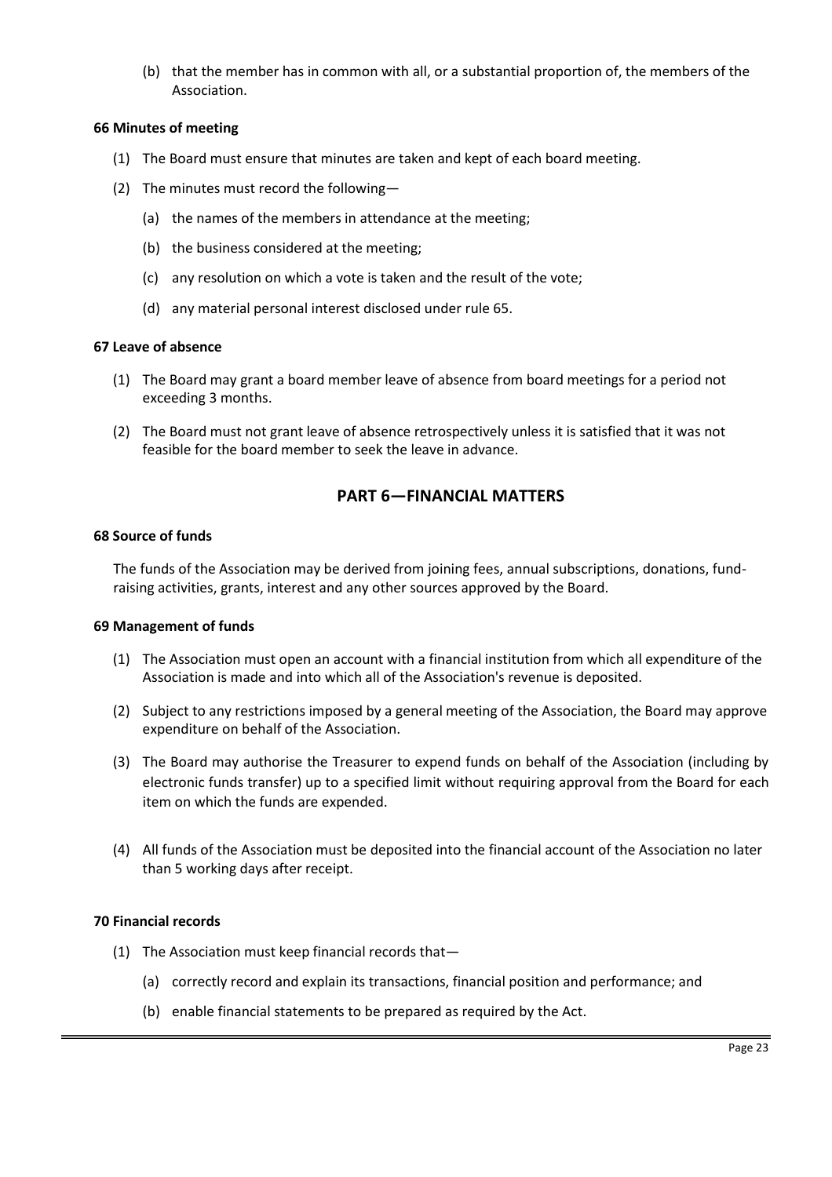(b) that the member has in common with all, or a substantial proportion of, the members of the Association.

**66 Minutes of meeting**

(1) The Board must ensure that minutes are taken and kept of each board meeting.

(2) The minutes must record the following—

(a) the names of the members in attendance at the meeting;

(b) the business considered at the meeting;

(c) any resolution on which a vote is taken and the result of the vote;

(d) any material personal interest disclosed under rule 65.

**67 Leave of absence**

(1) The Board may grant a board member leave of absence from board meetings for a period not exceeding 3 months.

(2) The Board must not grant leave of absence retrospectively unless it is satisfied that it was not feasible for the board member to seek the leave in advance.

## PART 6—FINANCIAL MATTERS

**68 Source of funds**

The funds of the Association may be derived from joining fees, annual subscriptions, donations, fund-raising activities, grants, interest and any other sources approved by the Board.

**69 Management of funds**

(1) The Association must open an account with a financial institution from which all expenditure of the Association is made and into which all of the Association's revenue is deposited.

(2) Subject to any restrictions imposed by a general meeting of the Association, the Board may approve expenditure on behalf of the Association.

(3) The Board may authorise the Treasurer to expend funds on behalf of the Association (including by electronic funds transfer) up to a specified limit without requiring approval from the Board for each item on which the funds are expended.

(4) All funds of the Association must be deposited into the financial account of the Association no later than 5 working days after receipt.

**70 Financial records**

(1) The Association must keep financial records that—

(a) correctly record and explain its transactions, financial position and performance; and

(b) enable financial statements to be prepared as required by the Act.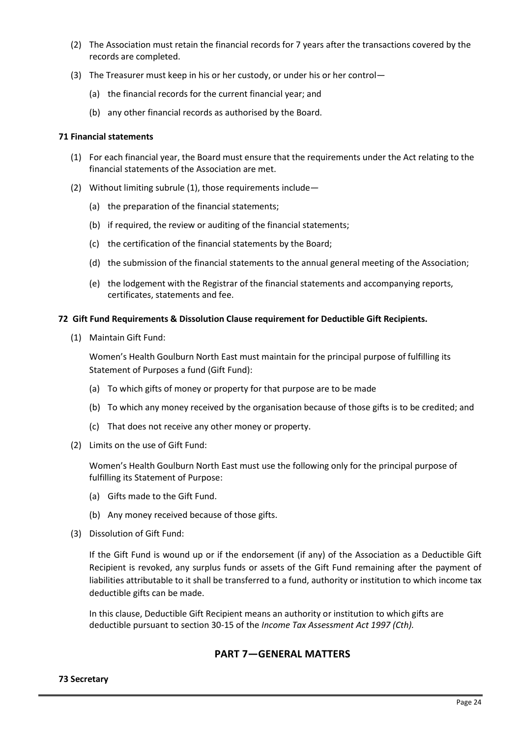(2) The Association must retain the financial records for 7 years after the transactions covered by the records are completed.

(3) The Treasurer must keep in his or her custody, or under his or her control—

(a) the financial records for the current financial year; and

(b) any other financial records as authorised by the Board.

**71 Financial statements**

(1) For each financial year, the Board must ensure that the requirements under the Act relating to the financial statements of the Association are met.

(2) Without limiting subrule (1), those requirements include—

(a) the preparation of the financial statements;

(b) if required, the review or auditing of the financial statements;

(c) the certification of the financial statements by the Board;

(d) the submission of the financial statements to the annual general meeting of the Association;

(e) the lodgement with the Registrar of the financial statements and accompanying reports, certificates, statements and fee.

**72 Gift Fund Requirements & Dissolution Clause requirement for Deductible Gift Recipients.**

(1) Maintain Gift Fund:

Women's Health Goulburn North East must maintain for the principal purpose of fulfilling its Statement of Purposes a fund (Gift Fund):

(a) To which gifts of money or property for that purpose are to be made

(b) To which any money received by the organisation because of those gifts is to be credited; and

(c) That does not receive any other money or property.

(2) Limits on the use of Gift Fund:

Women's Health Goulburn North East must use the following only for the principal purpose of fulfilling its Statement of Purpose:

(a) Gifts made to the Gift Fund.

(b) Any money received because of those gifts.

(3) Dissolution of Gift Fund:

If the Gift Fund is wound up or if the endorsement (if any) of the Association as a Deductible Gift Recipient is revoked, any surplus funds or assets of the Gift Fund remaining after the payment of liabilities attributable to it shall be transferred to a fund, authority or institution to which income tax deductible gifts can be made.

In this clause, Deductible Gift Recipient means an authority or institution to which gifts are deductible pursuant to section 30-15 of the *Income Tax Assessment Act 1997 (Cth).*

## PART 7—GENERAL MATTERS

**73 Secretary**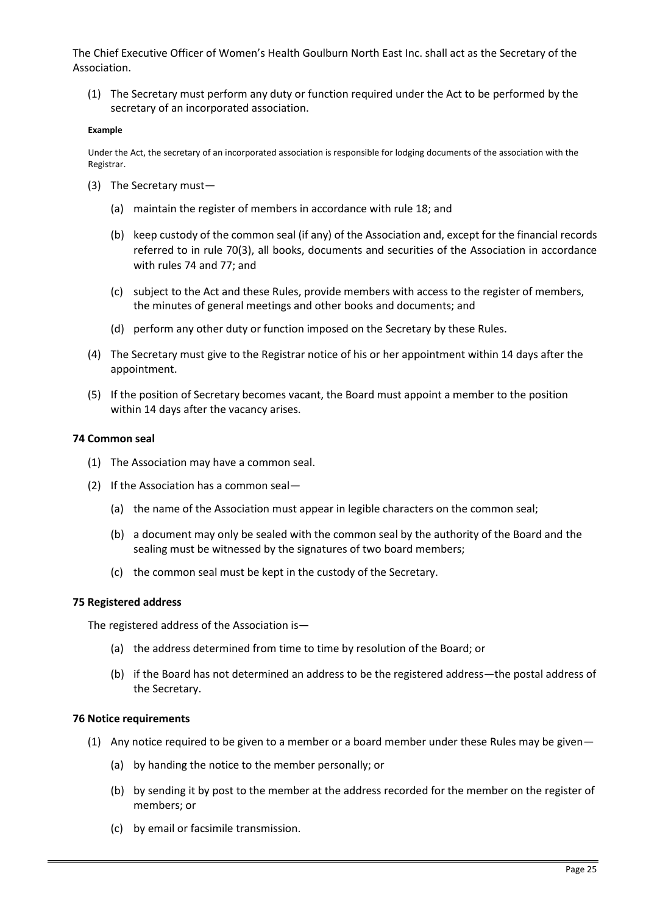The Chief Executive Officer of Women's Health Goulburn North East Inc. shall act as the Secretary of the Association.

(1) The Secretary must perform any duty or function required under the Act to be performed by the secretary of an incorporated association.

**Example**

Under the Act, the secretary of an incorporated association is responsible for lodging documents of the association with the Registrar.

(3) The Secretary must—

(a) maintain the register of members in accordance with rule 18; and

(b) keep custody of the common seal (if any) of the Association and, except for the financial records referred to in rule 70(3), all books, documents and securities of the Association in accordance with rules 74 and 77; and

(c) subject to the Act and these Rules, provide members with access to the register of members, the minutes of general meetings and other books and documents; and

(d) perform any other duty or function imposed on the Secretary by these Rules.

(4) The Secretary must give to the Registrar notice of his or her appointment within 14 days after the appointment.

(5) If the position of Secretary becomes vacant, the Board must appoint a member to the position within 14 days after the vacancy arises.

### 74 Common seal

(1) The Association may have a common seal.

(2) If the Association has a common seal—

(a) the name of the Association must appear in legible characters on the common seal;

(b) a document may only be sealed with the common seal by the authority of the Board and the sealing must be witnessed by the signatures of two board members;

(c) the common seal must be kept in the custody of the Secretary.

### 75 Registered address

The registered address of the Association is—

(a) the address determined from time to time by resolution of the Board; or

(b) if the Board has not determined an address to be the registered address—the postal address of the Secretary.

### 76 Notice requirements

(1) Any notice required to be given to a member or a board member under these Rules may be given—

(a) by handing the notice to the member personally; or

(b) by sending it by post to the member at the address recorded for the member on the register of members; or

(c) by email or facsimile transmission.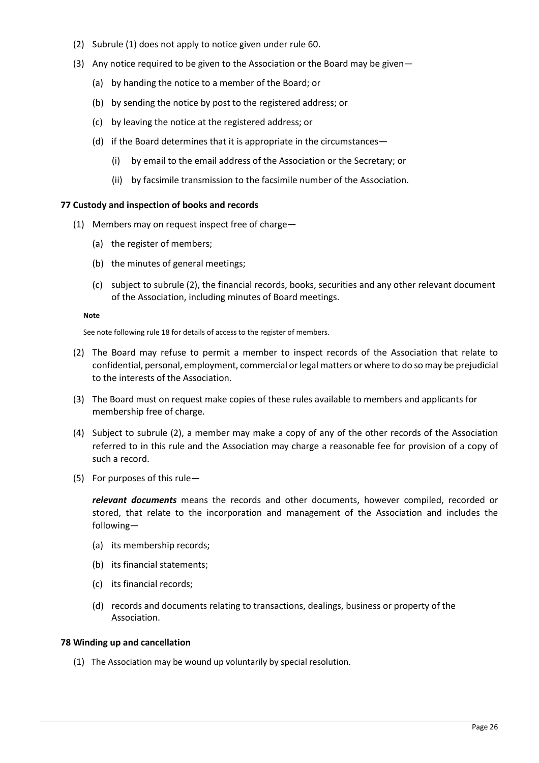(2) Subrule (1) does not apply to notice given under rule 60.

(3) Any notice required to be given to the Association or the Board may be given—

  (a) by handing the notice to a member of the Board; or

  (b) by sending the notice by post to the registered address; or

  (c) by leaving the notice at the registered address; or

  (d) if the Board determines that it is appropriate in the circumstances—

    (i) by email to the email address of the Association or the Secretary; or

    (ii) by facsimile transmission to the facsimile number of the Association.

### 77 Custody and inspection of books and records

(1) Members may on request inspect free of charge—

  (a) the register of members;

  (b) the minutes of general meetings;

  (c) subject to subrule (2), the financial records, books, securities and any other relevant document of the Association, including minutes of Board meetings.

**Note**

See note following rule 18 for details of access to the register of members.

(2) The Board may refuse to permit a member to inspect records of the Association that relate to confidential, personal, employment, commercial or legal matters or where to do so may be prejudicial to the interests of the Association.

(3) The Board must on request make copies of these rules available to members and applicants for membership free of charge.

(4) Subject to subrule (2), a member may make a copy of any of the other records of the Association referred to in this rule and the Association may charge a reasonable fee for provision of a copy of such a record.

(5) For purposes of this rule—

***relevant documents*** means the records and other documents, however compiled, recorded or stored, that relate to the incorporation and management of the Association and includes the following—

  (a) its membership records;

  (b) its financial statements;

  (c) its financial records;

  (d) records and documents relating to transactions, dealings, business or property of the Association.

### 78 Winding up and cancellation

(1) The Association may be wound up voluntarily by special resolution.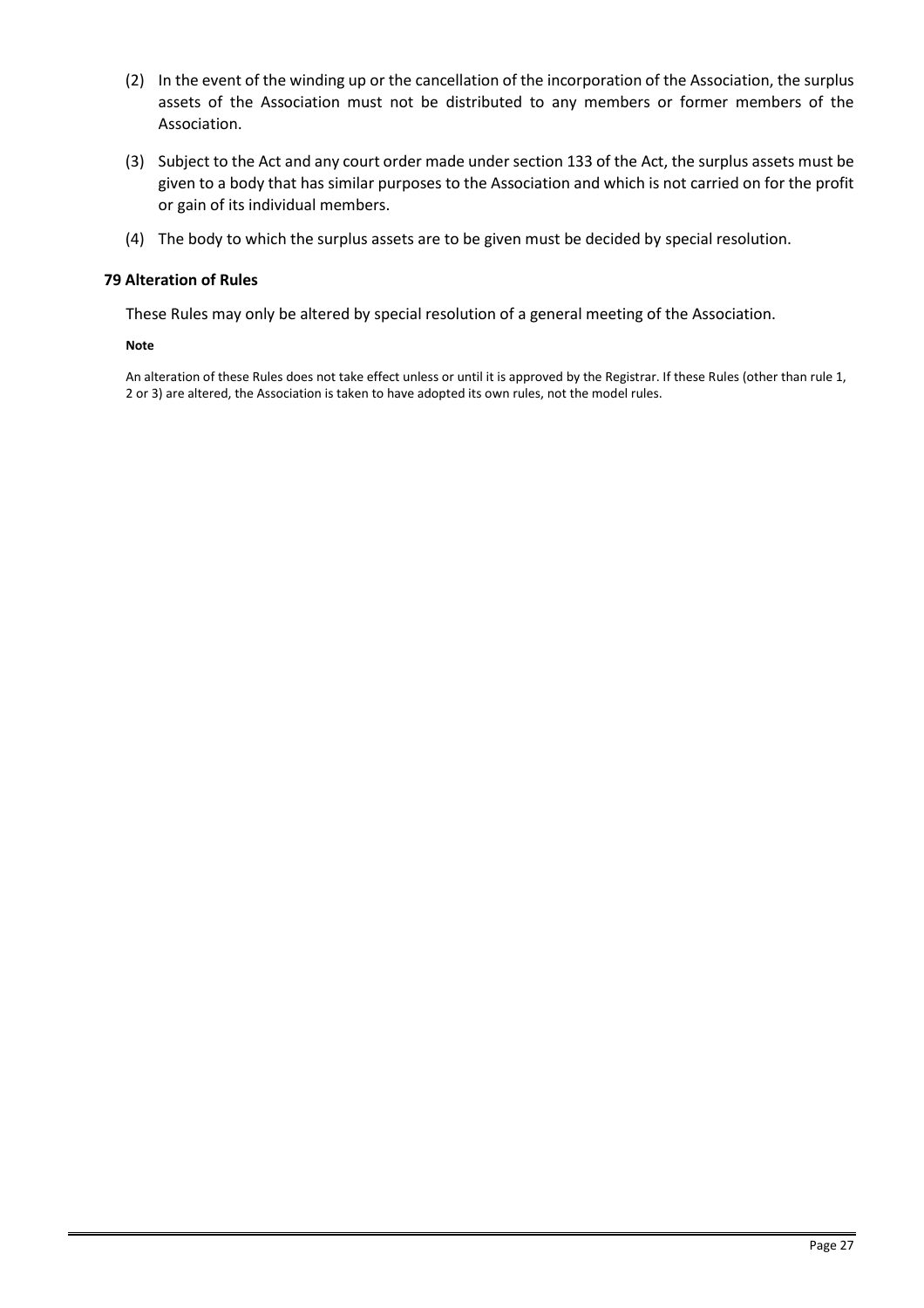(2) In the event of the winding up or the cancellation of the incorporation of the Association, the surplus assets of the Association must not be distributed to any members or former members of the Association.

(3) Subject to the Act and any court order made under section 133 of the Act, the surplus assets must be given to a body that has similar purposes to the Association and which is not carried on for the profit or gain of its individual members.

(4) The body to which the surplus assets are to be given must be decided by special resolution.

### 79 Alteration of Rules

These Rules may only be altered by special resolution of a general meeting of the Association.

**Note**

An alteration of these Rules does not take effect unless or until it is approved by the Registrar. If these Rules (other than rule 1, 2 or 3) are altered, the Association is taken to have adopted its own rules, not the model rules.